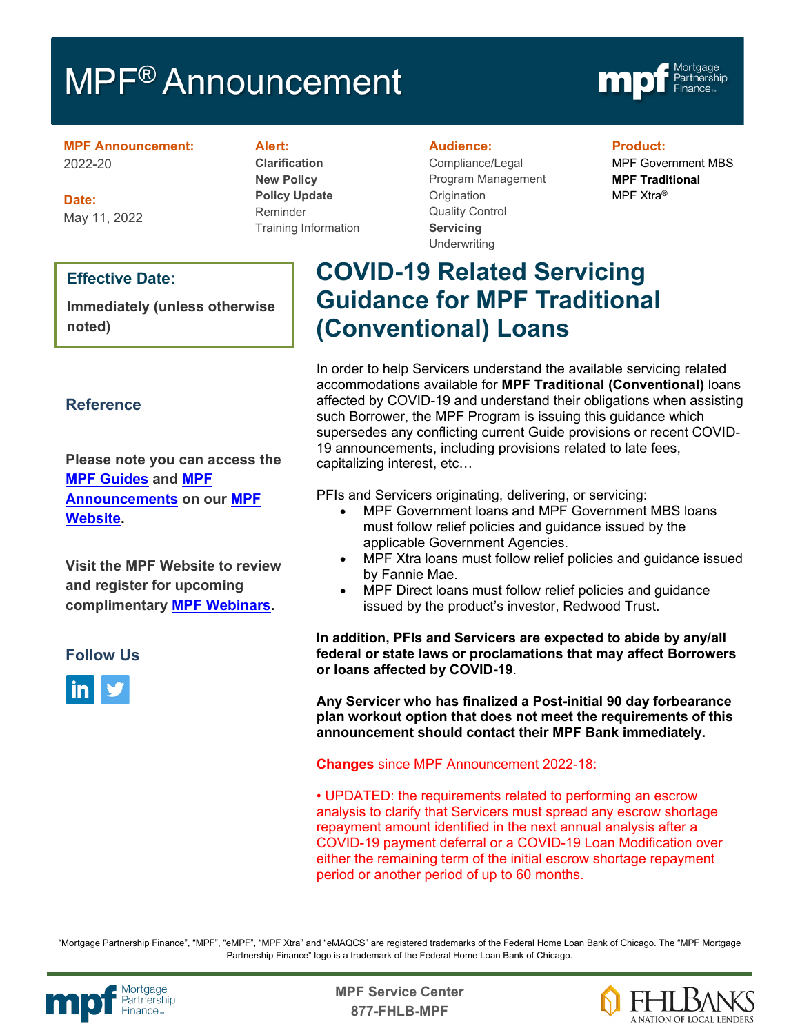# MPF® Announcement

**MPF Announcement:**
2022-20

**Date:**
May 11, 2022

**Alert:**
**Clarification**
**New Policy**
**Policy Update**
Reminder
Training Information

**Audience:**
Compliance/Legal
Program Management
Origination
Quality Control
**Servicing**
Underwriting

**Product:**
MPF Government MBS
**MPF Traditional**
MPF Xtra®

**Effective Date:**

**Immediately (unless otherwise noted)**

## COVID-19 Related Servicing Guidance for MPF Traditional (Conventional) Loans

In order to help Servicers understand the available servicing related accommodations available for **MPF Traditional (Conventional)** loans affected by COVID-19 and understand their obligations when assisting such Borrower, the MPF Program is issuing this guidance which supersedes any conflicting current Guide provisions or recent COVID-19 announcements, including provisions related to late fees, capitalizing interest, etc…

PFIs and Servicers originating, delivering, or servicing:

- MPF Government loans and MPF Government MBS loans must follow relief policies and guidance issued by the applicable Government Agencies.
- MPF Xtra loans must follow relief policies and guidance issued by Fannie Mae.
- MPF Direct loans must follow relief policies and guidance issued by the product's investor, Redwood Trust.

**In addition, PFIs and Servicers are expected to abide by any/all federal or state laws or proclamations that may affect Borrowers or loans affected by COVID-19**.

**Any Servicer who has finalized a Post-initial 90 day forbearance plan workout option that does not meet the requirements of this announcement should contact their MPF Bank immediately.**

**Changes** since MPF Announcement 2022-18:

• UPDATED: the requirements related to performing an escrow analysis to clarify that Servicers must spread any escrow shortage repayment amount identified in the next annual analysis after a COVID-19 payment deferral or a COVID-19 Loan Modification over either the remaining term of the initial escrow shortage repayment period or another period of up to 60 months.

### Reference

**Please note you can access the MPF Guides and MPF Announcements on our MPF Website.**

**Visit the MPF Website to review and register for upcoming complimentary MPF Webinars.**

### Follow Us

"Mortgage Partnership Finance", "MPF", "eMPF", "MPF Xtra" and "eMAQCS" are registered trademarks of the Federal Home Loan Bank of Chicago. The "MPF Mortgage Partnership Finance" logo is a trademark of the Federal Home Loan Bank of Chicago.

**MPF Service Center**
**877-FHLB-MPF**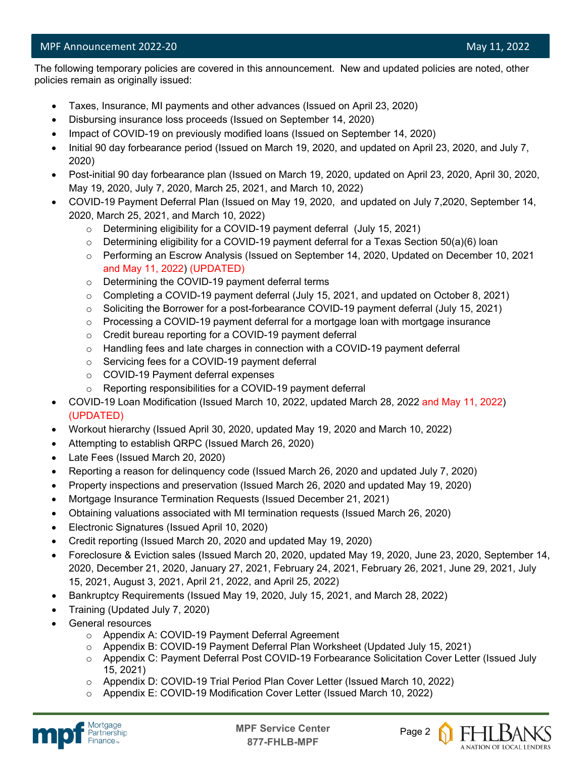The following temporary policies are covered in this announcement. New and updated policies are noted, other policies remain as originally issued:

- Taxes, Insurance, MI payments and other advances (Issued on April 23, 2020)
- Disbursing insurance loss proceeds (Issued on September 14, 2020)
- Impact of COVID-19 on previously modified loans (Issued on September 14, 2020)
- Initial 90 day forbearance period (Issued on March 19, 2020, and updated on April 23, 2020, and July 7, 2020)
- Post-initial 90 day forbearance plan (Issued on March 19, 2020, updated on April 23, 2020, April 30, 2020, May 19, 2020, July 7, 2020, March 25, 2021, and March 10, 2022)
- COVID-19 Payment Deferral Plan (Issued on May 19, 2020, and updated on July 7,2020, September 14, 2020, March 25, 2021, and March 10, 2022)
    - Determining eligibility for a COVID-19 payment deferral (July 15, 2021)
    - Determining eligibility for a COVID-19 payment deferral for a Texas Section 50(a)(6) loan
    - Performing an Escrow Analysis (Issued on September 14, 2020, Updated on December 10, 2021 and May 11, 2022) (UPDATED)
    - Determining the COVID-19 payment deferral terms
    - Completing a COVID-19 payment deferral (July 15, 2021, and updated on October 8, 2021)
    - Soliciting the Borrower for a post-forbearance COVID-19 payment deferral (July 15, 2021)
    - Processing a COVID-19 payment deferral for a mortgage loan with mortgage insurance
    - Credit bureau reporting for a COVID-19 payment deferral
    - Handling fees and late charges in connection with a COVID-19 payment deferral
    - Servicing fees for a COVID-19 payment deferral
    - COVID-19 Payment deferral expenses
    - Reporting responsibilities for a COVID-19 payment deferral
- COVID-19 Loan Modification (Issued March 10, 2022, updated March 28, 2022 and May 11, 2022) (UPDATED)
- Workout hierarchy (Issued April 30, 2020, updated May 19, 2020 and March 10, 2022)
- Attempting to establish QRPC (Issued March 26, 2020)
- Late Fees (Issued March 20, 2020)
- Reporting a reason for delinquency code (Issued March 26, 2020 and updated July 7, 2020)
- Property inspections and preservation (Issued March 26, 2020 and updated May 19, 2020)
- Mortgage Insurance Termination Requests (Issued December 21, 2021)
- Obtaining valuations associated with MI termination requests (Issued March 26, 2020)
- Electronic Signatures (Issued April 10, 2020)
- Credit reporting (Issued March 20, 2020 and updated May 19, 2020)
- Foreclosure & Eviction sales (Issued March 20, 2020, updated May 19, 2020, June 23, 2020, September 14, 2020, December 21, 2020, January 27, 2021, February 24, 2021, February 26, 2021, June 29, 2021, July 15, 2021, August 3, 2021, April 21, 2022, and April 25, 2022)
- Bankruptcy Requirements (Issued May 19, 2020, July 15, 2021, and March 28, 2022)
- Training (Updated July 7, 2020)
- General resources
    - Appendix A: COVID-19 Payment Deferral Agreement
    - Appendix B: COVID-19 Payment Deferral Plan Worksheet (Updated July 15, 2021)
    - Appendix C: Payment Deferral Post COVID-19 Forbearance Solicitation Cover Letter (Issued July 15, 2021)
    - Appendix D: COVID-19 Trial Period Plan Cover Letter (Issued March 10, 2022)
    - Appendix E: COVID-19 Modification Cover Letter (Issued March 10, 2022)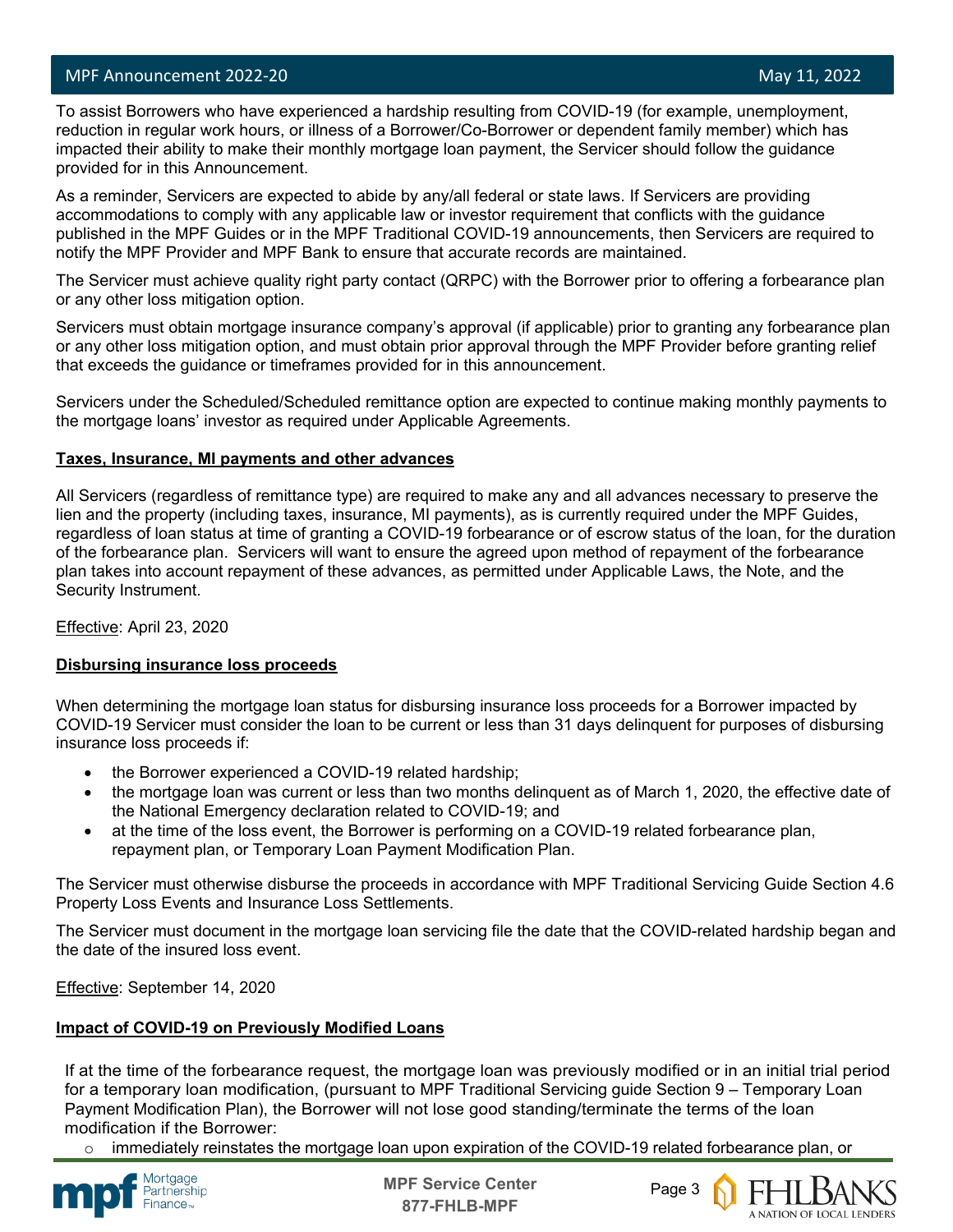To assist Borrowers who have experienced a hardship resulting from COVID-19 (for example, unemployment, reduction in regular work hours, or illness of a Borrower/Co-Borrower or dependent family member) which has impacted their ability to make their monthly mortgage loan payment, the Servicer should follow the guidance provided for in this Announcement.

As a reminder, Servicers are expected to abide by any/all federal or state laws. If Servicers are providing accommodations to comply with any applicable law or investor requirement that conflicts with the guidance published in the MPF Guides or in the MPF Traditional COVID-19 announcements, then Servicers are required to notify the MPF Provider and MPF Bank to ensure that accurate records are maintained.

The Servicer must achieve quality right party contact (QRPC) with the Borrower prior to offering a forbearance plan or any other loss mitigation option.

Servicers must obtain mortgage insurance company's approval (if applicable) prior to granting any forbearance plan or any other loss mitigation option, and must obtain prior approval through the MPF Provider before granting relief that exceeds the guidance or timeframes provided for in this announcement.

Servicers under the Scheduled/Scheduled remittance option are expected to continue making monthly payments to the mortgage loans' investor as required under Applicable Agreements.

**Taxes, Insurance, MI payments and other advances**

All Servicers (regardless of remittance type) are required to make any and all advances necessary to preserve the lien and the property (including taxes, insurance, MI payments), as is currently required under the MPF Guides, regardless of loan status at time of granting a COVID-19 forbearance or of escrow status of the loan, for the duration of the forbearance plan. Servicers will want to ensure the agreed upon method of repayment of the forbearance plan takes into account repayment of these advances, as permitted under Applicable Laws, the Note, and the Security Instrument.

Effective: April 23, 2020

**Disbursing insurance loss proceeds**

When determining the mortgage loan status for disbursing insurance loss proceeds for a Borrower impacted by COVID-19 Servicer must consider the loan to be current or less than 31 days delinquent for purposes of disbursing insurance loss proceeds if:

- the Borrower experienced a COVID-19 related hardship;
- the mortgage loan was current or less than two months delinquent as of March 1, 2020, the effective date of the National Emergency declaration related to COVID-19; and
- at the time of the loss event, the Borrower is performing on a COVID-19 related forbearance plan, repayment plan, or Temporary Loan Payment Modification Plan.

The Servicer must otherwise disburse the proceeds in accordance with MPF Traditional Servicing Guide Section 4.6 Property Loss Events and Insurance Loss Settlements.

The Servicer must document in the mortgage loan servicing file the date that the COVID-related hardship began and the date of the insured loss event.

Effective: September 14, 2020

**Impact of COVID-19 on Previously Modified Loans**

If at the time of the forbearance request, the mortgage loan was previously modified or in an initial trial period for a temporary loan modification, (pursuant to MPF Traditional Servicing guide Section 9 – Temporary Loan Payment Modification Plan), the Borrower will not lose good standing/terminate the terms of the loan modification if the Borrower:

- immediately reinstates the mortgage loan upon expiration of the COVID-19 related forbearance plan, or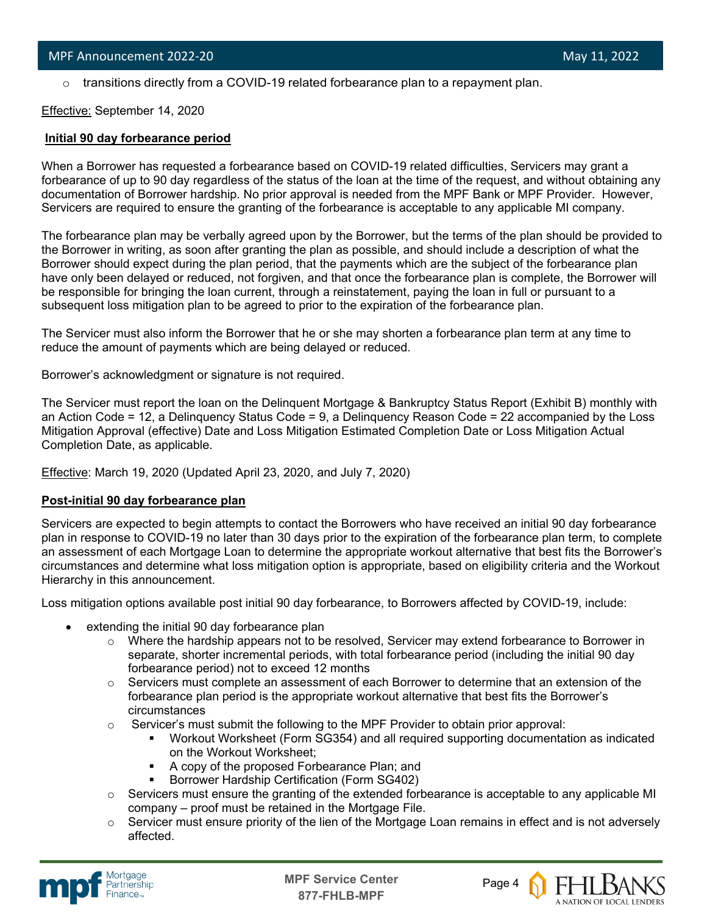- transitions directly from a COVID-19 related forbearance plan to a repayment plan.

Effective: September 14, 2020

**Initial 90 day forbearance period**

When a Borrower has requested a forbearance based on COVID-19 related difficulties, Servicers may grant a forbearance of up to 90 day regardless of the status of the loan at the time of the request, and without obtaining any documentation of Borrower hardship. No prior approval is needed from the MPF Bank or MPF Provider. However, Servicers are required to ensure the granting of the forbearance is acceptable to any applicable MI company.

The forbearance plan may be verbally agreed upon by the Borrower, but the terms of the plan should be provided to the Borrower in writing, as soon after granting the plan as possible, and should include a description of what the Borrower should expect during the plan period, that the payments which are the subject of the forbearance plan have only been delayed or reduced, not forgiven, and that once the forbearance plan is complete, the Borrower will be responsible for bringing the loan current, through a reinstatement, paying the loan in full or pursuant to a subsequent loss mitigation plan to be agreed to prior to the expiration of the forbearance plan.

The Servicer must also inform the Borrower that he or she may shorten a forbearance plan term at any time to reduce the amount of payments which are being delayed or reduced.

Borrower's acknowledgment or signature is not required.

The Servicer must report the loan on the Delinquent Mortgage & Bankruptcy Status Report (Exhibit B) monthly with an Action Code = 12, a Delinquency Status Code = 9, a Delinquency Reason Code = 22 accompanied by the Loss Mitigation Approval (effective) Date and Loss Mitigation Estimated Completion Date or Loss Mitigation Actual Completion Date, as applicable.

Effective: March 19, 2020 (Updated April 23, 2020, and July 7, 2020)

**Post-initial 90 day forbearance plan**

Servicers are expected to begin attempts to contact the Borrowers who have received an initial 90 day forbearance plan in response to COVID-19 no later than 30 days prior to the expiration of the forbearance plan term, to complete an assessment of each Mortgage Loan to determine the appropriate workout alternative that best fits the Borrower's circumstances and determine what loss mitigation option is appropriate, based on eligibility criteria and the Workout Hierarchy in this announcement.

Loss mitigation options available post initial 90 day forbearance, to Borrowers affected by COVID-19, include:

- extending the initial 90 day forbearance plan
  - Where the hardship appears not to be resolved, Servicer may extend forbearance to Borrower in separate, shorter incremental periods, with total forbearance period (including the initial 90 day forbearance period) not to exceed 12 months
  - Servicers must complete an assessment of each Borrower to determine that an extension of the forbearance plan period is the appropriate workout alternative that best fits the Borrower's circumstances
  - Servicer's must submit the following to the MPF Provider to obtain prior approval:
    - Workout Worksheet (Form SG354) and all required supporting documentation as indicated on the Workout Worksheet;
    - A copy of the proposed Forbearance Plan; and
    - Borrower Hardship Certification (Form SG402)
  - Servicers must ensure the granting of the extended forbearance is acceptable to any applicable MI company – proof must be retained in the Mortgage File.
  - Servicer must ensure priority of the lien of the Mortgage Loan remains in effect and is not adversely affected.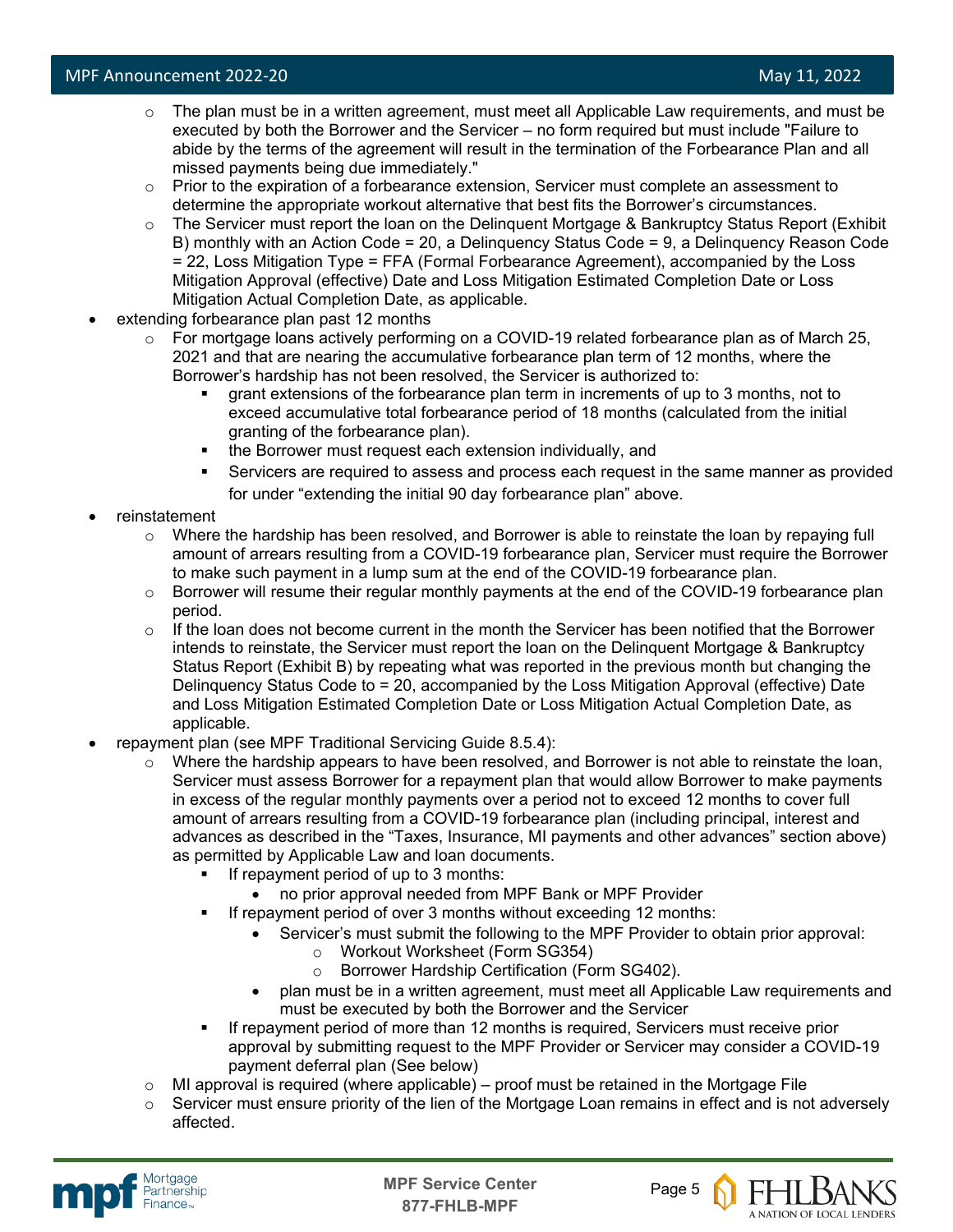- The plan must be in a written agreement, must meet all Applicable Law requirements, and must be executed by both the Borrower and the Servicer – no form required but must include "Failure to abide by the terms of the agreement will result in the termination of the Forbearance Plan and all missed payments being due immediately."
    - Prior to the expiration of a forbearance extension, Servicer must complete an assessment to determine the appropriate workout alternative that best fits the Borrower's circumstances.
    - The Servicer must report the loan on the Delinquent Mortgage & Bankruptcy Status Report (Exhibit B) monthly with an Action Code = 20, a Delinquency Status Code = 9, a Delinquency Reason Code = 22, Loss Mitigation Type = FFA (Formal Forbearance Agreement), accompanied by the Loss Mitigation Approval (effective) Date and Loss Mitigation Estimated Completion Date or Loss Mitigation Actual Completion Date, as applicable.
- extending forbearance plan past 12 months
    - For mortgage loans actively performing on a COVID-19 related forbearance plan as of March 25, 2021 and that are nearing the accumulative forbearance plan term of 12 months, where the Borrower's hardship has not been resolved, the Servicer is authorized to:
        - grant extensions of the forbearance plan term in increments of up to 3 months, not to exceed accumulative total forbearance period of 18 months (calculated from the initial granting of the forbearance plan).
        - the Borrower must request each extension individually, and
        - Servicers are required to assess and process each request in the same manner as provided for under "extending the initial 90 day forbearance plan" above.
- reinstatement
    - Where the hardship has been resolved, and Borrower is able to reinstate the loan by repaying full amount of arrears resulting from a COVID-19 forbearance plan, Servicer must require the Borrower to make such payment in a lump sum at the end of the COVID-19 forbearance plan.
    - Borrower will resume their regular monthly payments at the end of the COVID-19 forbearance plan period.
    - If the loan does not become current in the month the Servicer has been notified that the Borrower intends to reinstate, the Servicer must report the loan on the Delinquent Mortgage & Bankruptcy Status Report (Exhibit B) by repeating what was reported in the previous month but changing the Delinquency Status Code to = 20, accompanied by the Loss Mitigation Approval (effective) Date and Loss Mitigation Estimated Completion Date or Loss Mitigation Actual Completion Date, as applicable.
- repayment plan (see MPF Traditional Servicing Guide 8.5.4):
    - Where the hardship appears to have been resolved, and Borrower is not able to reinstate the loan, Servicer must assess Borrower for a repayment plan that would allow Borrower to make payments in excess of the regular monthly payments over a period not to exceed 12 months to cover full amount of arrears resulting from a COVID-19 forbearance plan (including principal, interest and advances as described in the "Taxes, Insurance, MI payments and other advances" section above) as permitted by Applicable Law and loan documents.
        - If repayment period of up to 3 months:
            - no prior approval needed from MPF Bank or MPF Provider
        - If repayment period of over 3 months without exceeding 12 months:
            - Servicer's must submit the following to the MPF Provider to obtain prior approval:
                - Workout Worksheet (Form SG354)
                - Borrower Hardship Certification (Form SG402).
            - plan must be in a written agreement, must meet all Applicable Law requirements and must be executed by both the Borrower and the Servicer
        - If repayment period of more than 12 months is required, Servicers must receive prior approval by submitting request to the MPF Provider or Servicer may consider a COVID-19 payment deferral plan (See below)
    - MI approval is required (where applicable) – proof must be retained in the Mortgage File
    - Servicer must ensure priority of the lien of the Mortgage Loan remains in effect and is not adversely affected.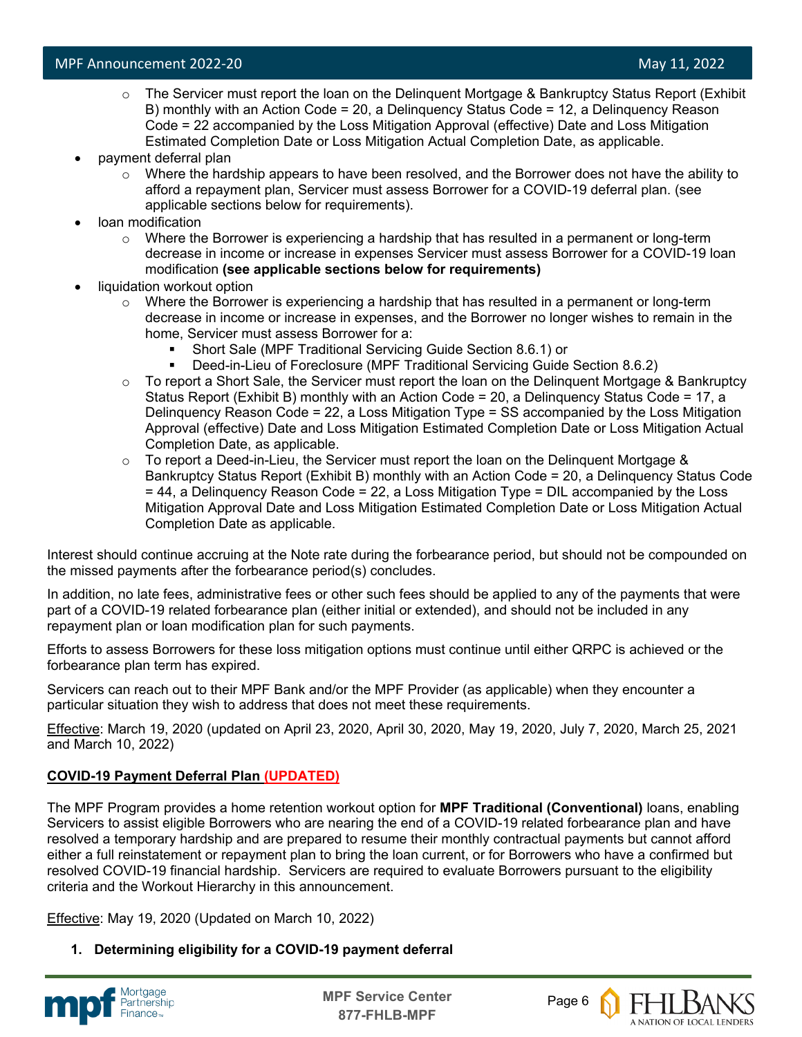- The Servicer must report the loan on the Delinquent Mortgage & Bankruptcy Status Report (Exhibit B) monthly with an Action Code = 20, a Delinquency Status Code = 12, a Delinquency Reason Code = 22 accompanied by the Loss Mitigation Approval (effective) Date and Loss Mitigation Estimated Completion Date or Loss Mitigation Actual Completion Date, as applicable.
- payment deferral plan
  - Where the hardship appears to have been resolved, and the Borrower does not have the ability to afford a repayment plan, Servicer must assess Borrower for a COVID-19 deferral plan. (see applicable sections below for requirements).
- loan modification
  - Where the Borrower is experiencing a hardship that has resulted in a permanent or long-term decrease in income or increase in expenses Servicer must assess Borrower for a COVID-19 loan modification **(see applicable sections below for requirements)**
- liquidation workout option
  - Where the Borrower is experiencing a hardship that has resulted in a permanent or long-term decrease in income or increase in expenses, and the Borrower no longer wishes to remain in the home, Servicer must assess Borrower for a:
    - Short Sale (MPF Traditional Servicing Guide Section 8.6.1) or
    - Deed-in-Lieu of Foreclosure (MPF Traditional Servicing Guide Section 8.6.2)
  - To report a Short Sale, the Servicer must report the loan on the Delinquent Mortgage & Bankruptcy Status Report (Exhibit B) monthly with an Action Code = 20, a Delinquency Status Code = 17, a Delinquency Reason Code = 22, a Loss Mitigation Type = SS accompanied by the Loss Mitigation Approval (effective) Date and Loss Mitigation Estimated Completion Date or Loss Mitigation Actual Completion Date, as applicable.
  - To report a Deed-in-Lieu, the Servicer must report the loan on the Delinquent Mortgage & Bankruptcy Status Report (Exhibit B) monthly with an Action Code = 20, a Delinquency Status Code = 44, a Delinquency Reason Code = 22, a Loss Mitigation Type = DIL accompanied by the Loss Mitigation Approval Date and Loss Mitigation Estimated Completion Date or Loss Mitigation Actual Completion Date as applicable.

Interest should continue accruing at the Note rate during the forbearance period, but should not be compounded on the missed payments after the forbearance period(s) concludes.

In addition, no late fees, administrative fees or other such fees should be applied to any of the payments that were part of a COVID-19 related forbearance plan (either initial or extended), and should not be included in any repayment plan or loan modification plan for such payments.

Efforts to assess Borrowers for these loss mitigation options must continue until either QRPC is achieved or the forbearance plan term has expired.

Servicers can reach out to their MPF Bank and/or the MPF Provider (as applicable) when they encounter a particular situation they wish to address that does not meet these requirements.

Effective: March 19, 2020 (updated on April 23, 2020, April 30, 2020, May 19, 2020, July 7, 2020, March 25, 2021 and March 10, 2022)

**COVID-19 Payment Deferral Plan (UPDATED)**

The MPF Program provides a home retention workout option for **MPF Traditional (Conventional)** loans, enabling Servicers to assist eligible Borrowers who are nearing the end of a COVID-19 related forbearance plan and have resolved a temporary hardship and are prepared to resume their monthly contractual payments but cannot afford either a full reinstatement or repayment plan to bring the loan current, or for Borrowers who have a confirmed but resolved COVID-19 financial hardship. Servicers are required to evaluate Borrowers pursuant to the eligibility criteria and the Workout Hierarchy in this announcement.

Effective: May 19, 2020 (Updated on March 10, 2022)

1. **Determining eligibility for a COVID-19 payment deferral**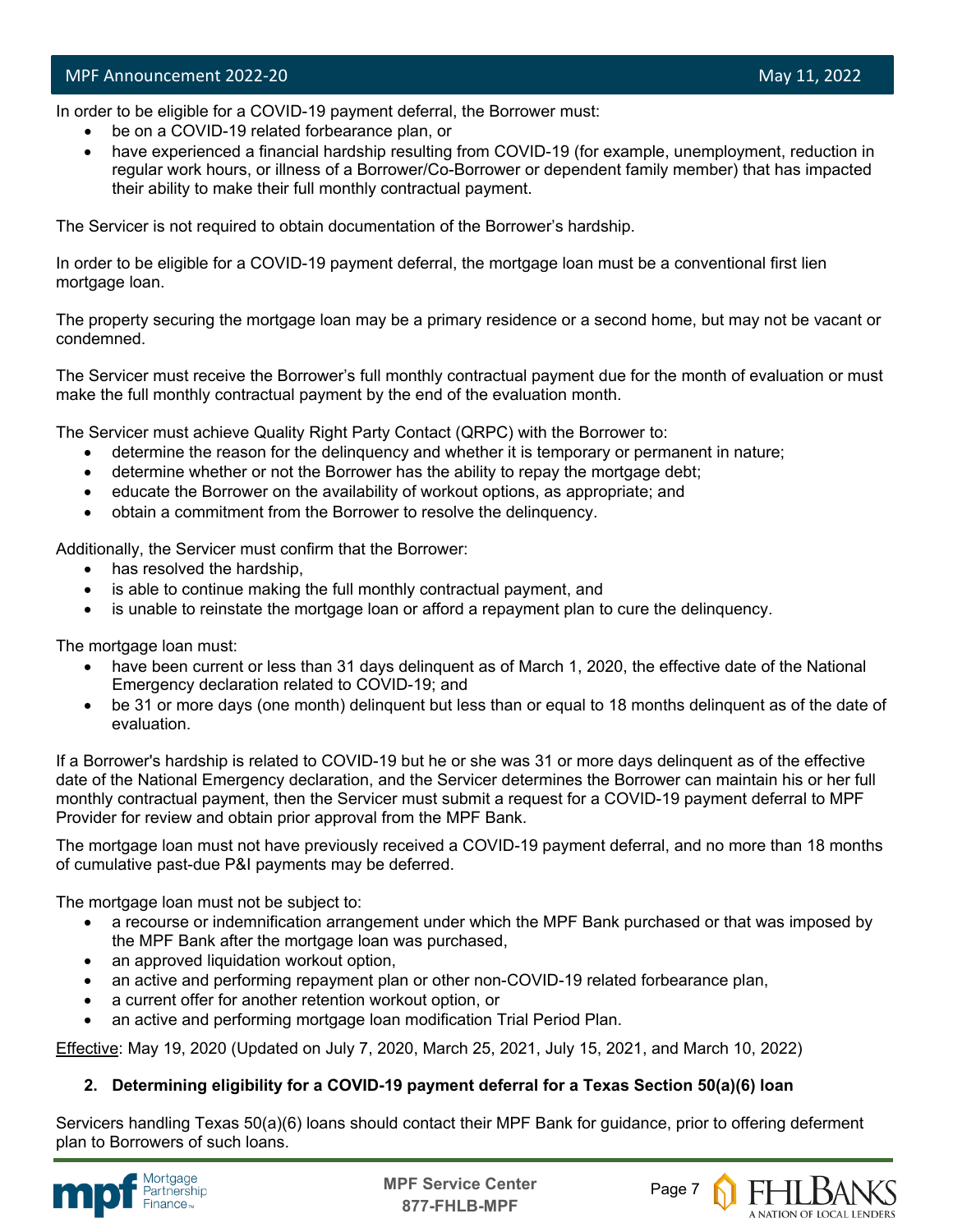In order to be eligible for a COVID-19 payment deferral, the Borrower must:

- be on a COVID-19 related forbearance plan, or
- have experienced a financial hardship resulting from COVID-19 (for example, unemployment, reduction in regular work hours, or illness of a Borrower/Co-Borrower or dependent family member) that has impacted their ability to make their full monthly contractual payment.

The Servicer is not required to obtain documentation of the Borrower's hardship.

In order to be eligible for a COVID-19 payment deferral, the mortgage loan must be a conventional first lien mortgage loan.

The property securing the mortgage loan may be a primary residence or a second home, but may not be vacant or condemned.

The Servicer must receive the Borrower's full monthly contractual payment due for the month of evaluation or must make the full monthly contractual payment by the end of the evaluation month.

The Servicer must achieve Quality Right Party Contact (QRPC) with the Borrower to:

- determine the reason for the delinquency and whether it is temporary or permanent in nature;
- determine whether or not the Borrower has the ability to repay the mortgage debt;
- educate the Borrower on the availability of workout options, as appropriate; and
- obtain a commitment from the Borrower to resolve the delinquency.

Additionally, the Servicer must confirm that the Borrower:

- has resolved the hardship,
- is able to continue making the full monthly contractual payment, and
- is unable to reinstate the mortgage loan or afford a repayment plan to cure the delinquency.

The mortgage loan must:

- have been current or less than 31 days delinquent as of March 1, 2020, the effective date of the National Emergency declaration related to COVID-19; and
- be 31 or more days (one month) delinquent but less than or equal to 18 months delinquent as of the date of evaluation.

If a Borrower's hardship is related to COVID-19 but he or she was 31 or more days delinquent as of the effective date of the National Emergency declaration, and the Servicer determines the Borrower can maintain his or her full monthly contractual payment, then the Servicer must submit a request for a COVID-19 payment deferral to MPF Provider for review and obtain prior approval from the MPF Bank.

The mortgage loan must not have previously received a COVID-19 payment deferral, and no more than 18 months of cumulative past-due P&I payments may be deferred.

The mortgage loan must not be subject to:

- a recourse or indemnification arrangement under which the MPF Bank purchased or that was imposed by the MPF Bank after the mortgage loan was purchased,
- an approved liquidation workout option,
- an active and performing repayment plan or other non-COVID-19 related forbearance plan,
- a current offer for another retention workout option, or
- an active and performing mortgage loan modification Trial Period Plan.

Effective: May 19, 2020 (Updated on July 7, 2020, March 25, 2021, July 15, 2021, and March 10, 2022)

**2. Determining eligibility for a COVID-19 payment deferral for a Texas Section 50(a)(6) loan**

Servicers handling Texas 50(a)(6) loans should contact their MPF Bank for guidance, prior to offering deferment plan to Borrowers of such loans.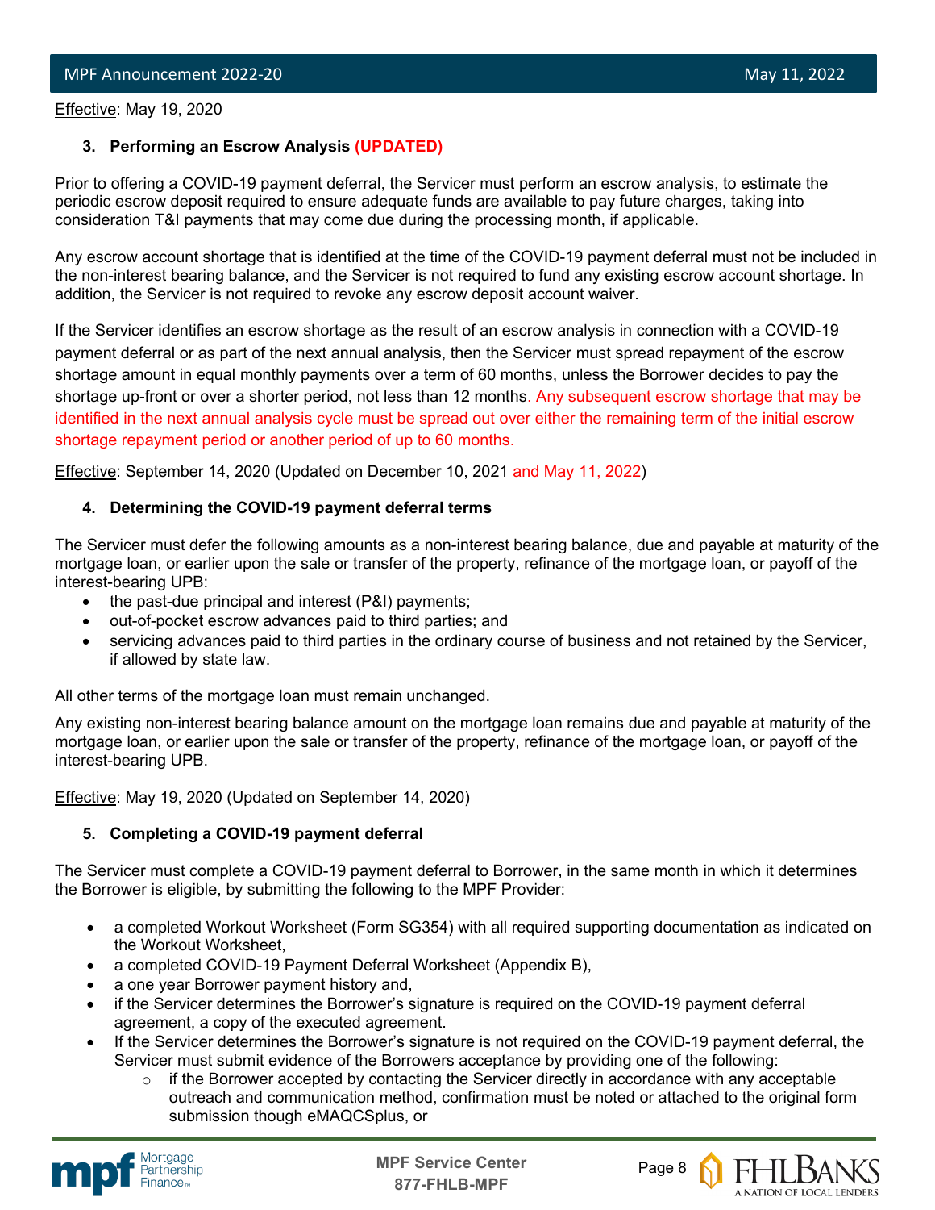Effective: May 19, 2020

### 3. Performing an Escrow Analysis (UPDATED)

Prior to offering a COVID-19 payment deferral, the Servicer must perform an escrow analysis, to estimate the periodic escrow deposit required to ensure adequate funds are available to pay future charges, taking into consideration T&I payments that may come due during the processing month, if applicable.

Any escrow account shortage that is identified at the time of the COVID-19 payment deferral must not be included in the non-interest bearing balance, and the Servicer is not required to fund any existing escrow account shortage. In addition, the Servicer is not required to revoke any escrow deposit account waiver.

If the Servicer identifies an escrow shortage as the result of an escrow analysis in connection with a COVID-19 payment deferral or as part of the next annual analysis, then the Servicer must spread repayment of the escrow shortage amount in equal monthly payments over a term of 60 months, unless the Borrower decides to pay the shortage up-front or over a shorter period, not less than 12 months. Any subsequent escrow shortage that may be identified in the next annual analysis cycle must be spread out over either the remaining term of the initial escrow shortage repayment period or another period of up to 60 months.

Effective: September 14, 2020 (Updated on December 10, 2021 and May 11, 2022)

### 4. Determining the COVID-19 payment deferral terms

The Servicer must defer the following amounts as a non-interest bearing balance, due and payable at maturity of the mortgage loan, or earlier upon the sale or transfer of the property, refinance of the mortgage loan, or payoff of the interest-bearing UPB:

- the past-due principal and interest (P&I) payments;
- out-of-pocket escrow advances paid to third parties; and
- servicing advances paid to third parties in the ordinary course of business and not retained by the Servicer, if allowed by state law.

All other terms of the mortgage loan must remain unchanged.

Any existing non-interest bearing balance amount on the mortgage loan remains due and payable at maturity of the mortgage loan, or earlier upon the sale or transfer of the property, refinance of the mortgage loan, or payoff of the interest-bearing UPB.

Effective: May 19, 2020 (Updated on September 14, 2020)

### 5. Completing a COVID-19 payment deferral

The Servicer must complete a COVID-19 payment deferral to Borrower, in the same month in which it determines the Borrower is eligible, by submitting the following to the MPF Provider:

- a completed Workout Worksheet (Form SG354) with all required supporting documentation as indicated on the Workout Worksheet,
- a completed COVID-19 Payment Deferral Worksheet (Appendix B),
- a one year Borrower payment history and,
- if the Servicer determines the Borrower's signature is required on the COVID-19 payment deferral agreement, a copy of the executed agreement.
- If the Servicer determines the Borrower's signature is not required on the COVID-19 payment deferral, the Servicer must submit evidence of the Borrowers acceptance by providing one of the following:
  - if the Borrower accepted by contacting the Servicer directly in accordance with any acceptable outreach and communication method, confirmation must be noted or attached to the original form submission though eMAQCSplus, or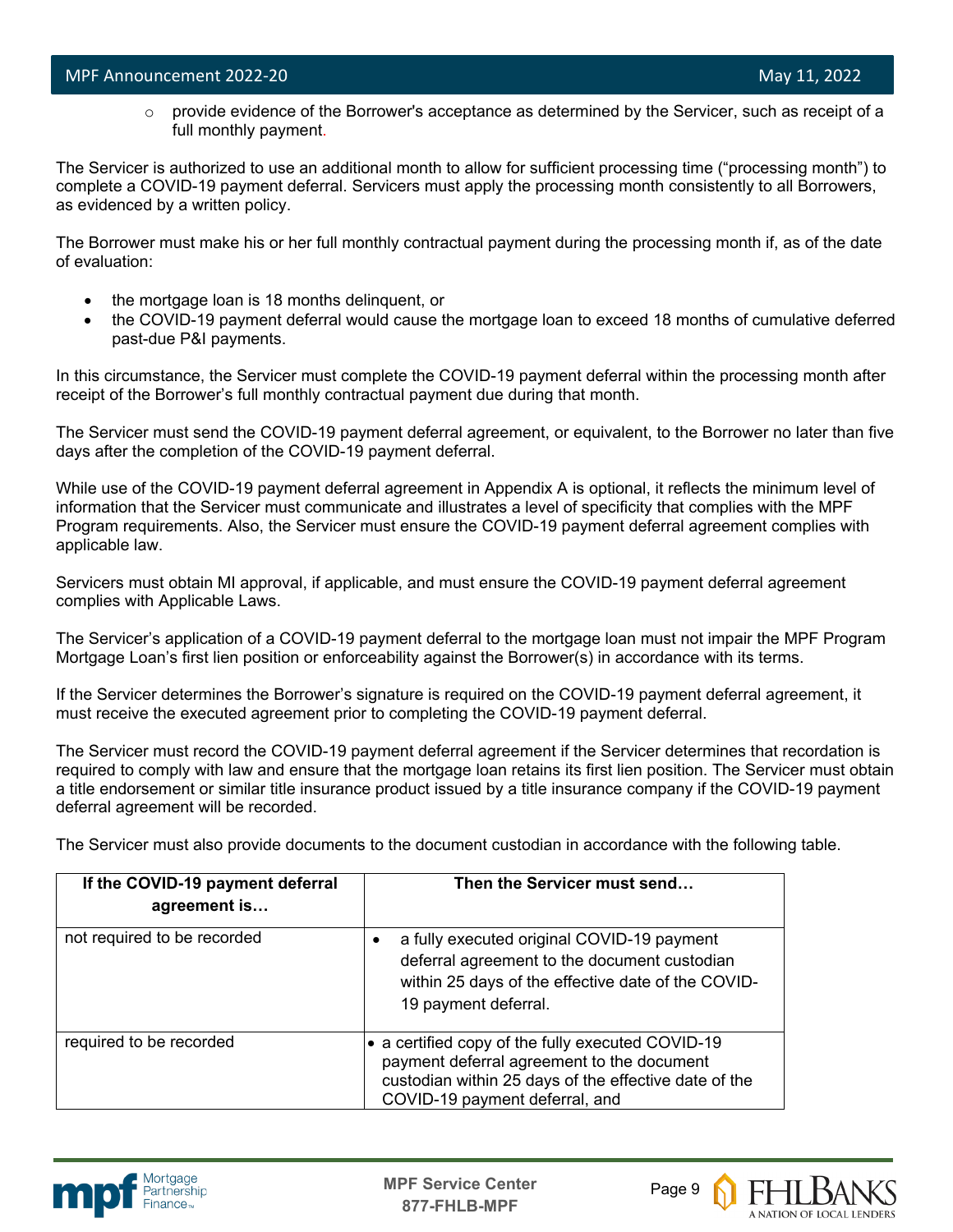- provide evidence of the Borrower's acceptance as determined by the Servicer, such as receipt of a full monthly payment.

The Servicer is authorized to use an additional month to allow for sufficient processing time ("processing month") to complete a COVID-19 payment deferral. Servicers must apply the processing month consistently to all Borrowers, as evidenced by a written policy.

The Borrower must make his or her full monthly contractual payment during the processing month if, as of the date of evaluation:

- the mortgage loan is 18 months delinquent, or
- the COVID-19 payment deferral would cause the mortgage loan to exceed 18 months of cumulative deferred past-due P&I payments.

In this circumstance, the Servicer must complete the COVID-19 payment deferral within the processing month after receipt of the Borrower's full monthly contractual payment due during that month.

The Servicer must send the COVID-19 payment deferral agreement, or equivalent, to the Borrower no later than five days after the completion of the COVID-19 payment deferral.

While use of the COVID-19 payment deferral agreement in Appendix A is optional, it reflects the minimum level of information that the Servicer must communicate and illustrates a level of specificity that complies with the MPF Program requirements. Also, the Servicer must ensure the COVID-19 payment deferral agreement complies with applicable law.

Servicers must obtain MI approval, if applicable, and must ensure the COVID-19 payment deferral agreement complies with Applicable Laws.

The Servicer's application of a COVID-19 payment deferral to the mortgage loan must not impair the MPF Program Mortgage Loan's first lien position or enforceability against the Borrower(s) in accordance with its terms.

If the Servicer determines the Borrower's signature is required on the COVID-19 payment deferral agreement, it must receive the executed agreement prior to completing the COVID-19 payment deferral.

The Servicer must record the COVID-19 payment deferral agreement if the Servicer determines that recordation is required to comply with law and ensure that the mortgage loan retains its first lien position. The Servicer must obtain a title endorsement or similar title insurance product issued by a title insurance company if the COVID-19 payment deferral agreement will be recorded.

The Servicer must also provide documents to the document custodian in accordance with the following table.

| If the COVID-19 payment deferral agreement is… | Then the Servicer must send… |
|---|---|
| not required to be recorded | • a fully executed original COVID-19 payment deferral agreement to the document custodian within 25 days of the effective date of the COVID-19 payment deferral. |
| required to be recorded | • a certified copy of the fully executed COVID-19 payment deferral agreement to the document custodian within 25 days of the effective date of the COVID-19 payment deferral, and |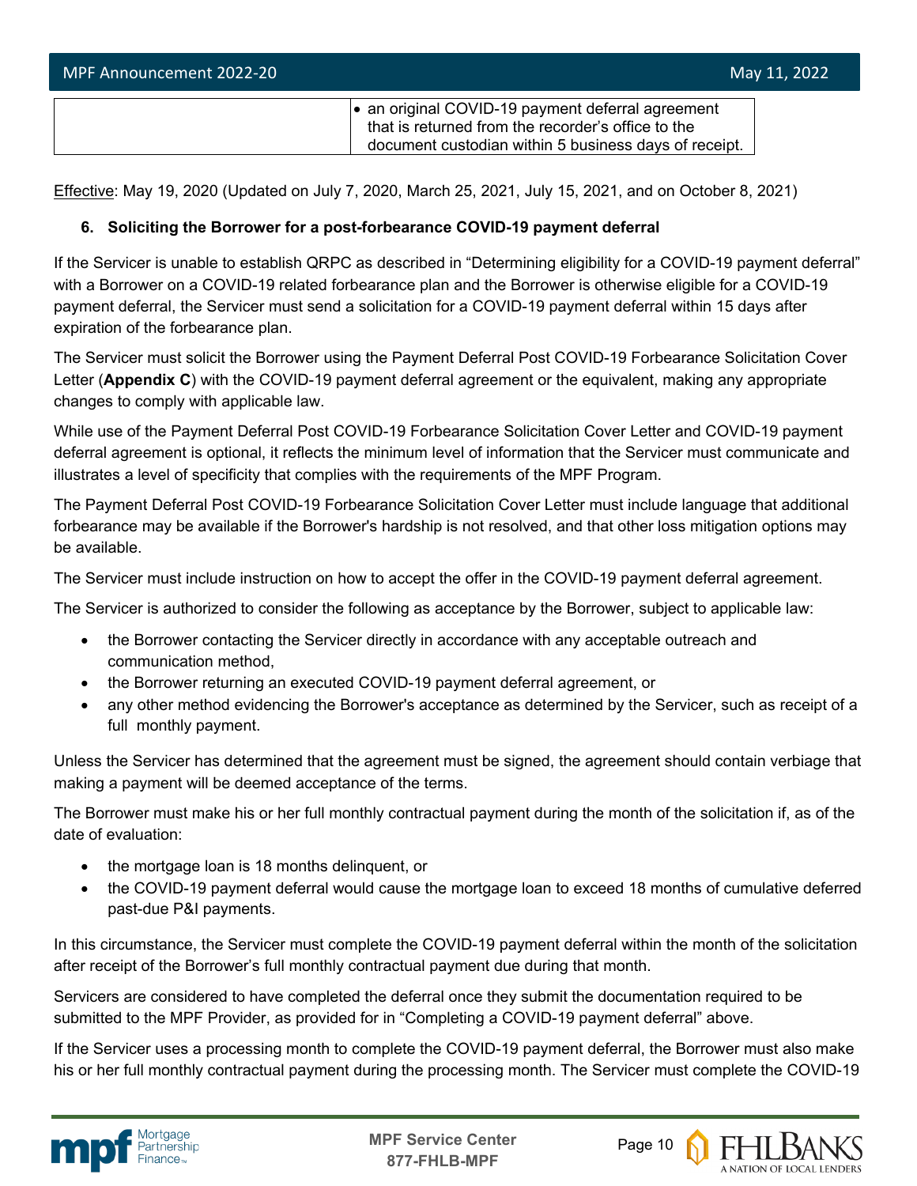| | • an original COVID-19 payment deferral agreement that is returned from the recorder's office to the document custodian within 5 business days of receipt. |
|---|---|

Effective: May 19, 2020 (Updated on July 7, 2020, March 25, 2021, July 15, 2021, and on October 8, 2021)

**6. Soliciting the Borrower for a post-forbearance COVID-19 payment deferral**

If the Servicer is unable to establish QRPC as described in "Determining eligibility for a COVID-19 payment deferral" with a Borrower on a COVID-19 related forbearance plan and the Borrower is otherwise eligible for a COVID-19 payment deferral, the Servicer must send a solicitation for a COVID-19 payment deferral within 15 days after expiration of the forbearance plan.

The Servicer must solicit the Borrower using the Payment Deferral Post COVID-19 Forbearance Solicitation Cover Letter (**Appendix C**) with the COVID-19 payment deferral agreement or the equivalent, making any appropriate changes to comply with applicable law.

While use of the Payment Deferral Post COVID-19 Forbearance Solicitation Cover Letter and COVID-19 payment deferral agreement is optional, it reflects the minimum level of information that the Servicer must communicate and illustrates a level of specificity that complies with the requirements of the MPF Program.

The Payment Deferral Post COVID-19 Forbearance Solicitation Cover Letter must include language that additional forbearance may be available if the Borrower's hardship is not resolved, and that other loss mitigation options may be available.

The Servicer must include instruction on how to accept the offer in the COVID-19 payment deferral agreement.

The Servicer is authorized to consider the following as acceptance by the Borrower, subject to applicable law:

- the Borrower contacting the Servicer directly in accordance with any acceptable outreach and communication method,
- the Borrower returning an executed COVID-19 payment deferral agreement, or
- any other method evidencing the Borrower's acceptance as determined by the Servicer, such as receipt of a full monthly payment.

Unless the Servicer has determined that the agreement must be signed, the agreement should contain verbiage that making a payment will be deemed acceptance of the terms.

The Borrower must make his or her full monthly contractual payment during the month of the solicitation if, as of the date of evaluation:

- the mortgage loan is 18 months delinquent, or
- the COVID-19 payment deferral would cause the mortgage loan to exceed 18 months of cumulative deferred past-due P&I payments.

In this circumstance, the Servicer must complete the COVID-19 payment deferral within the month of the solicitation after receipt of the Borrower's full monthly contractual payment due during that month.

Servicers are considered to have completed the deferral once they submit the documentation required to be submitted to the MPF Provider, as provided for in "Completing a COVID-19 payment deferral" above.

If the Servicer uses a processing month to complete the COVID-19 payment deferral, the Borrower must also make his or her full monthly contractual payment during the processing month. The Servicer must complete the COVID-19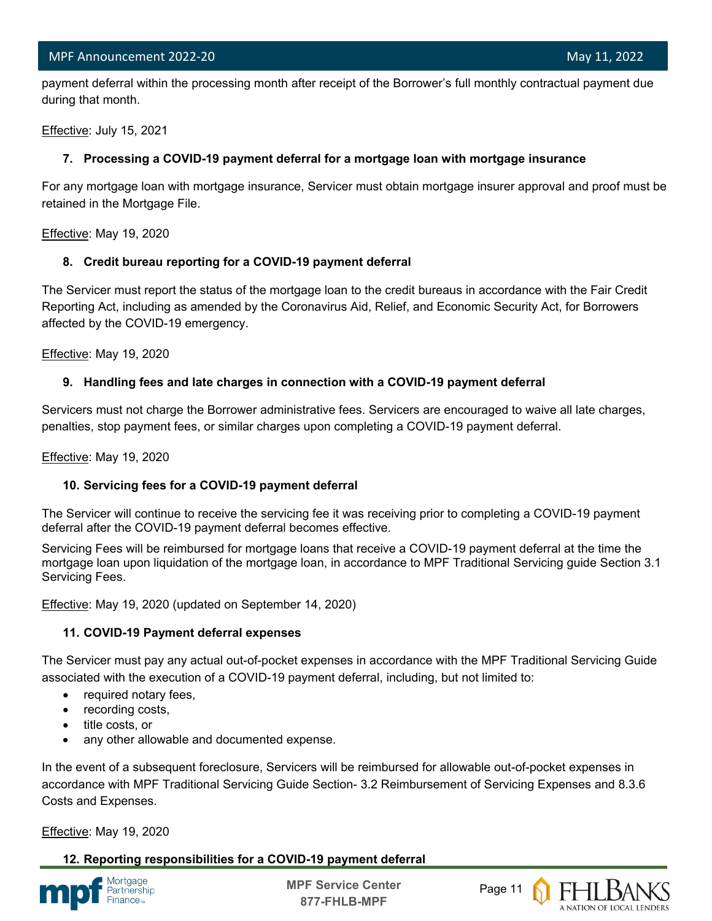payment deferral within the processing month after receipt of the Borrower's full monthly contractual payment due during that month.

Effective: July 15, 2021

**7. Processing a COVID-19 payment deferral for a mortgage loan with mortgage insurance**

For any mortgage loan with mortgage insurance, Servicer must obtain mortgage insurer approval and proof must be retained in the Mortgage File.

Effective: May 19, 2020

**8. Credit bureau reporting for a COVID-19 payment deferral**

The Servicer must report the status of the mortgage loan to the credit bureaus in accordance with the Fair Credit Reporting Act, including as amended by the Coronavirus Aid, Relief, and Economic Security Act, for Borrowers affected by the COVID-19 emergency.

Effective: May 19, 2020

**9. Handling fees and late charges in connection with a COVID-19 payment deferral**

Servicers must not charge the Borrower administrative fees. Servicers are encouraged to waive all late charges, penalties, stop payment fees, or similar charges upon completing a COVID-19 payment deferral.

Effective: May 19, 2020

**10. Servicing fees for a COVID-19 payment deferral**

The Servicer will continue to receive the servicing fee it was receiving prior to completing a COVID-19 payment deferral after the COVID-19 payment deferral becomes effective.

Servicing Fees will be reimbursed for mortgage loans that receive a COVID-19 payment deferral at the time the mortgage loan upon liquidation of the mortgage loan, in accordance to MPF Traditional Servicing guide Section 3.1 Servicing Fees.

Effective: May 19, 2020 (updated on September 14, 2020)

**11. COVID-19 Payment deferral expenses**

The Servicer must pay any actual out-of-pocket expenses in accordance with the MPF Traditional Servicing Guide associated with the execution of a COVID-19 payment deferral, including, but not limited to:

- required notary fees,
- recording costs,
- title costs, or
- any other allowable and documented expense.

In the event of a subsequent foreclosure, Servicers will be reimbursed for allowable out-of-pocket expenses in accordance with MPF Traditional Servicing Guide Section- 3.2 Reimbursement of Servicing Expenses and 8.3.6 Costs and Expenses.

Effective: May 19, 2020

**12. Reporting responsibilities for a COVID-19 payment deferral**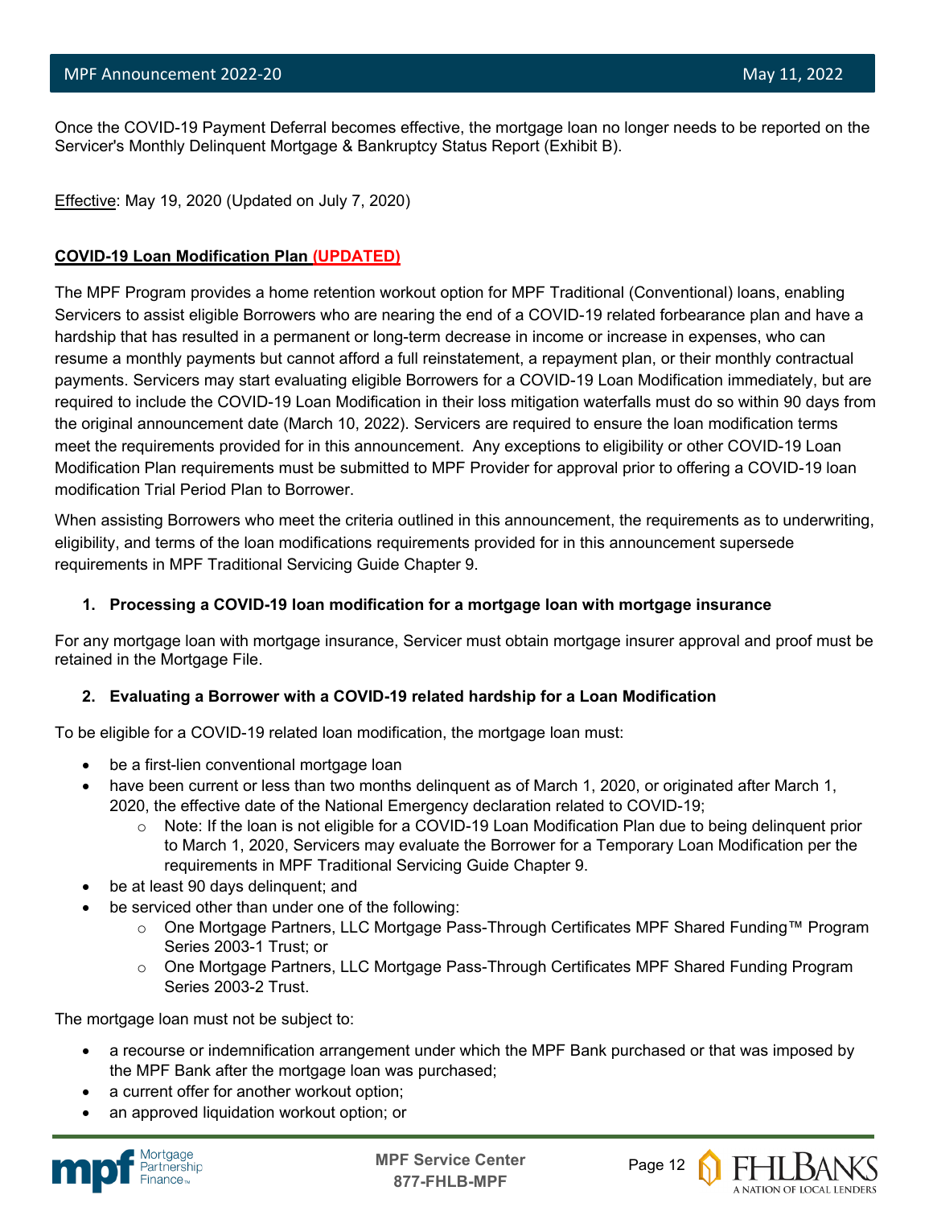Once the COVID-19 Payment Deferral becomes effective, the mortgage loan no longer needs to be reported on the Servicer's Monthly Delinquent Mortgage & Bankruptcy Status Report (Exhibit B).

Effective: May 19, 2020 (Updated on July 7, 2020)

**COVID-19 Loan Modification Plan (UPDATED)**

The MPF Program provides a home retention workout option for MPF Traditional (Conventional) loans, enabling Servicers to assist eligible Borrowers who are nearing the end of a COVID-19 related forbearance plan and have a hardship that has resulted in a permanent or long-term decrease in income or increase in expenses, who can resume a monthly payments but cannot afford a full reinstatement, a repayment plan, or their monthly contractual payments. Servicers may start evaluating eligible Borrowers for a COVID-19 Loan Modification immediately, but are required to include the COVID-19 Loan Modification in their loss mitigation waterfalls must do so within 90 days from the original announcement date (March 10, 2022). Servicers are required to ensure the loan modification terms meet the requirements provided for in this announcement. Any exceptions to eligibility or other COVID-19 Loan Modification Plan requirements must be submitted to MPF Provider for approval prior to offering a COVID-19 loan modification Trial Period Plan to Borrower.

When assisting Borrowers who meet the criteria outlined in this announcement, the requirements as to underwriting, eligibility, and terms of the loan modifications requirements provided for in this announcement supersede requirements in MPF Traditional Servicing Guide Chapter 9.

1. **Processing a COVID-19 loan modification for a mortgage loan with mortgage insurance**

For any mortgage loan with mortgage insurance, Servicer must obtain mortgage insurer approval and proof must be retained in the Mortgage File.

2. **Evaluating a Borrower with a COVID-19 related hardship for a Loan Modification**

To be eligible for a COVID-19 related loan modification, the mortgage loan must:

- be a first-lien conventional mortgage loan
- have been current or less than two months delinquent as of March 1, 2020, or originated after March 1, 2020, the effective date of the National Emergency declaration related to COVID-19;
  - Note: If the loan is not eligible for a COVID-19 Loan Modification Plan due to being delinquent prior to March 1, 2020, Servicers may evaluate the Borrower for a Temporary Loan Modification per the requirements in MPF Traditional Servicing Guide Chapter 9.
- be at least 90 days delinquent; and
- be serviced other than under one of the following:
  - One Mortgage Partners, LLC Mortgage Pass-Through Certificates MPF Shared Funding™ Program Series 2003-1 Trust; or
  - One Mortgage Partners, LLC Mortgage Pass-Through Certificates MPF Shared Funding Program Series 2003-2 Trust.

The mortgage loan must not be subject to:

- a recourse or indemnification arrangement under which the MPF Bank purchased or that was imposed by the MPF Bank after the mortgage loan was purchased;
- a current offer for another workout option;
- an approved liquidation workout option; or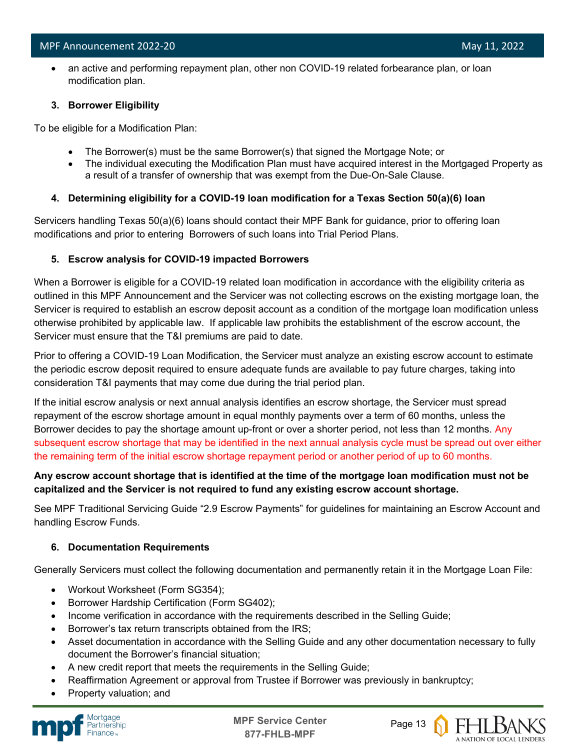- an active and performing repayment plan, other non COVID-19 related forbearance plan, or loan modification plan.

**3. Borrower Eligibility**

To be eligible for a Modification Plan:

- The Borrower(s) must be the same Borrower(s) that signed the Mortgage Note; or
- The individual executing the Modification Plan must have acquired interest in the Mortgaged Property as a result of a transfer of ownership that was exempt from the Due-On-Sale Clause.

**4. Determining eligibility for a COVID-19 loan modification for a Texas Section 50(a)(6) loan**

Servicers handling Texas 50(a)(6) loans should contact their MPF Bank for guidance, prior to offering loan modifications and prior to entering Borrowers of such loans into Trial Period Plans.

**5. Escrow analysis for COVID-19 impacted Borrowers**

When a Borrower is eligible for a COVID-19 related loan modification in accordance with the eligibility criteria as outlined in this MPF Announcement and the Servicer was not collecting escrows on the existing mortgage loan, the Servicer is required to establish an escrow deposit account as a condition of the mortgage loan modification unless otherwise prohibited by applicable law. If applicable law prohibits the establishment of the escrow account, the Servicer must ensure that the T&I premiums are paid to date.

Prior to offering a COVID-19 Loan Modification, the Servicer must analyze an existing escrow account to estimate the periodic escrow deposit required to ensure adequate funds are available to pay future charges, taking into consideration T&I payments that may come due during the trial period plan.

If the initial escrow analysis or next annual analysis identifies an escrow shortage, the Servicer must spread repayment of the escrow shortage amount in equal monthly payments over a term of 60 months, unless the Borrower decides to pay the shortage amount up-front or over a shorter period, not less than 12 months. Any subsequent escrow shortage that may be identified in the next annual analysis cycle must be spread out over either the remaining term of the initial escrow shortage repayment period or another period of up to 60 months.

**Any escrow account shortage that is identified at the time of the mortgage loan modification must not be capitalized and the Servicer is not required to fund any existing escrow account shortage.**

See MPF Traditional Servicing Guide "2.9 Escrow Payments" for guidelines for maintaining an Escrow Account and handling Escrow Funds.

**6. Documentation Requirements**

Generally Servicers must collect the following documentation and permanently retain it in the Mortgage Loan File:

- Workout Worksheet (Form SG354);
- Borrower Hardship Certification (Form SG402);
- Income verification in accordance with the requirements described in the Selling Guide;
- Borrower's tax return transcripts obtained from the IRS;
- Asset documentation in accordance with the Selling Guide and any other documentation necessary to fully document the Borrower's financial situation;
- A new credit report that meets the requirements in the Selling Guide;
- Reaffirmation Agreement or approval from Trustee if Borrower was previously in bankruptcy;
- Property valuation; and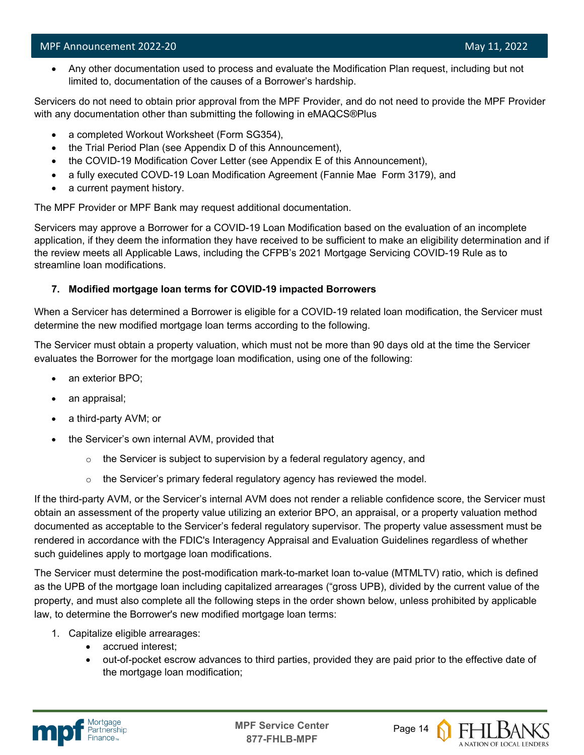- Any other documentation used to process and evaluate the Modification Plan request, including but not limited to, documentation of the causes of a Borrower's hardship.

Servicers do not need to obtain prior approval from the MPF Provider, and do not need to provide the MPF Provider with any documentation other than submitting the following in eMAQCS®Plus

- a completed Workout Worksheet (Form SG354),
- the Trial Period Plan (see Appendix D of this Announcement),
- the COVID-19 Modification Cover Letter (see Appendix E of this Announcement),
- a fully executed COVD-19 Loan Modification Agreement (Fannie Mae Form 3179), and
- a current payment history.

The MPF Provider or MPF Bank may request additional documentation.

Servicers may approve a Borrower for a COVID-19 Loan Modification based on the evaluation of an incomplete application, if they deem the information they have received to be sufficient to make an eligibility determination and if the review meets all Applicable Laws, including the CFPB's 2021 Mortgage Servicing COVID-19 Rule as to streamline loan modifications.

**7. Modified mortgage loan terms for COVID-19 impacted Borrowers**

When a Servicer has determined a Borrower is eligible for a COVID-19 related loan modification, the Servicer must determine the new modified mortgage loan terms according to the following.

The Servicer must obtain a property valuation, which must not be more than 90 days old at the time the Servicer evaluates the Borrower for the mortgage loan modification, using one of the following:

- an exterior BPO;
- an appraisal;
- a third-party AVM; or
- the Servicer's own internal AVM, provided that
  - the Servicer is subject to supervision by a federal regulatory agency, and
  - the Servicer's primary federal regulatory agency has reviewed the model.

If the third-party AVM, or the Servicer's internal AVM does not render a reliable confidence score, the Servicer must obtain an assessment of the property value utilizing an exterior BPO, an appraisal, or a property valuation method documented as acceptable to the Servicer's federal regulatory supervisor. The property value assessment must be rendered in accordance with the FDIC's Interagency Appraisal and Evaluation Guidelines regardless of whether such guidelines apply to mortgage loan modifications.

The Servicer must determine the post-modification mark-to-market loan to-value (MTMLTV) ratio, which is defined as the UPB of the mortgage loan including capitalized arrearages ("gross UPB), divided by the current value of the property, and must also complete all the following steps in the order shown below, unless prohibited by applicable law, to determine the Borrower's new modified mortgage loan terms:

1. Capitalize eligible arrearages:
   - accrued interest;
   - out-of-pocket escrow advances to third parties, provided they are paid prior to the effective date of the mortgage loan modification;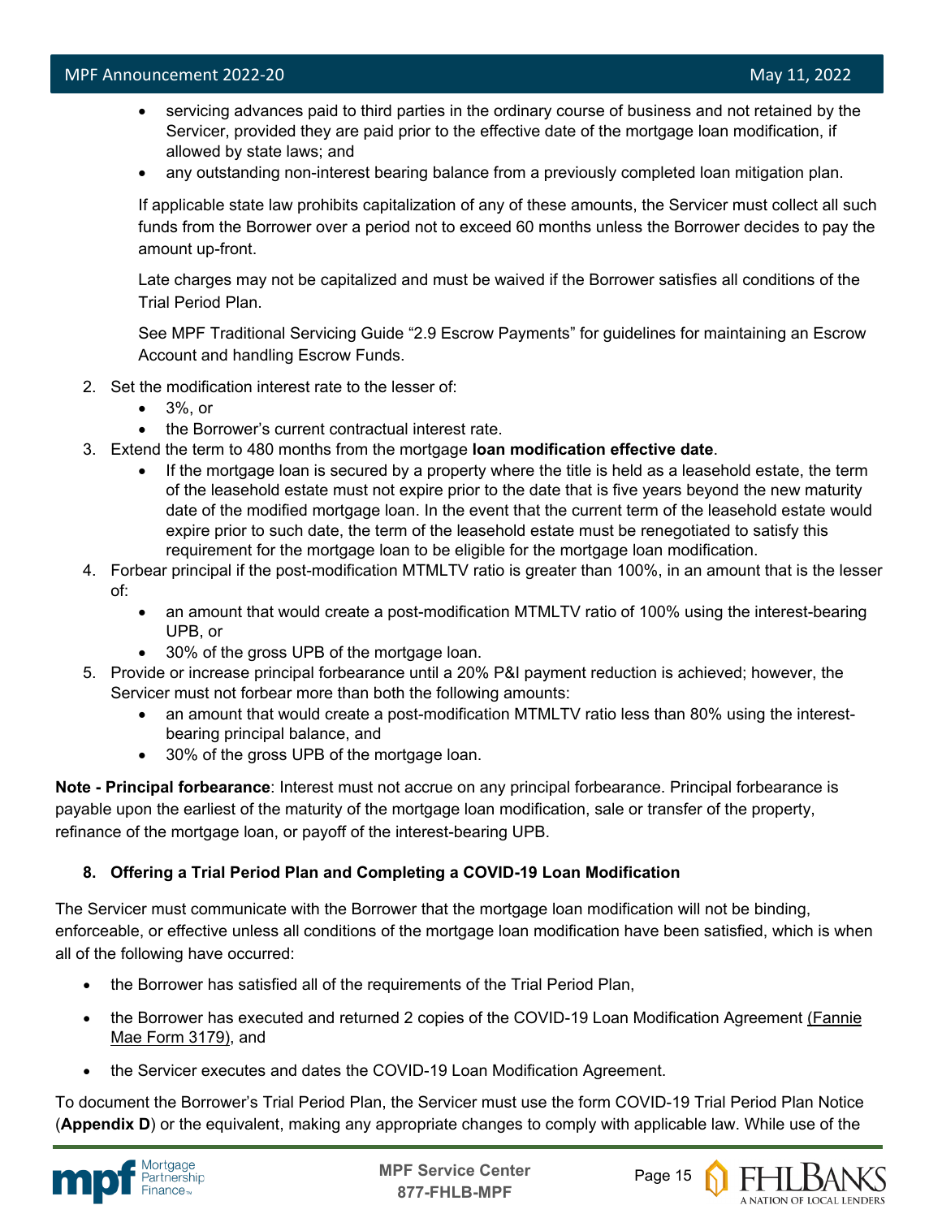- servicing advances paid to third parties in the ordinary course of business and not retained by the Servicer, provided they are paid prior to the effective date of the mortgage loan modification, if allowed by state laws; and
- any outstanding non-interest bearing balance from a previously completed loan mitigation plan.

If applicable state law prohibits capitalization of any of these amounts, the Servicer must collect all such funds from the Borrower over a period not to exceed 60 months unless the Borrower decides to pay the amount up-front.

Late charges may not be capitalized and must be waived if the Borrower satisfies all conditions of the Trial Period Plan.

See MPF Traditional Servicing Guide "2.9 Escrow Payments" for guidelines for maintaining an Escrow Account and handling Escrow Funds.

2. Set the modification interest rate to the lesser of:
   - 3%, or
   - the Borrower's current contractual interest rate.
3. Extend the term to 480 months from the mortgage **loan modification effective date**.
   - If the mortgage loan is secured by a property where the title is held as a leasehold estate, the term of the leasehold estate must not expire prior to the date that is five years beyond the new maturity date of the modified mortgage loan. In the event that the current term of the leasehold estate would expire prior to such date, the term of the leasehold estate must be renegotiated to satisfy this requirement for the mortgage loan to be eligible for the mortgage loan modification.
4. Forbear principal if the post-modification MTMLTV ratio is greater than 100%, in an amount that is the lesser of:
   - an amount that would create a post-modification MTMLTV ratio of 100% using the interest-bearing UPB, or
   - 30% of the gross UPB of the mortgage loan.
5. Provide or increase principal forbearance until a 20% P&I payment reduction is achieved; however, the Servicer must not forbear more than both the following amounts:
   - an amount that would create a post-modification MTMLTV ratio less than 80% using the interest-bearing principal balance, and
   - 30% of the gross UPB of the mortgage loan.

**Note - Principal forbearance**: Interest must not accrue on any principal forbearance. Principal forbearance is payable upon the earliest of the maturity of the mortgage loan modification, sale or transfer of the property, refinance of the mortgage loan, or payoff of the interest-bearing UPB.

### 8. Offering a Trial Period Plan and Completing a COVID-19 Loan Modification

The Servicer must communicate with the Borrower that the mortgage loan modification will not be binding, enforceable, or effective unless all conditions of the mortgage loan modification have been satisfied, which is when all of the following have occurred:

- the Borrower has satisfied all of the requirements of the Trial Period Plan,
- the Borrower has executed and returned 2 copies of the COVID-19 Loan Modification Agreement (Fannie Mae Form 3179), and
- the Servicer executes and dates the COVID-19 Loan Modification Agreement.

To document the Borrower's Trial Period Plan, the Servicer must use the form COVID-19 Trial Period Plan Notice (**Appendix D**) or the equivalent, making any appropriate changes to comply with applicable law. While use of the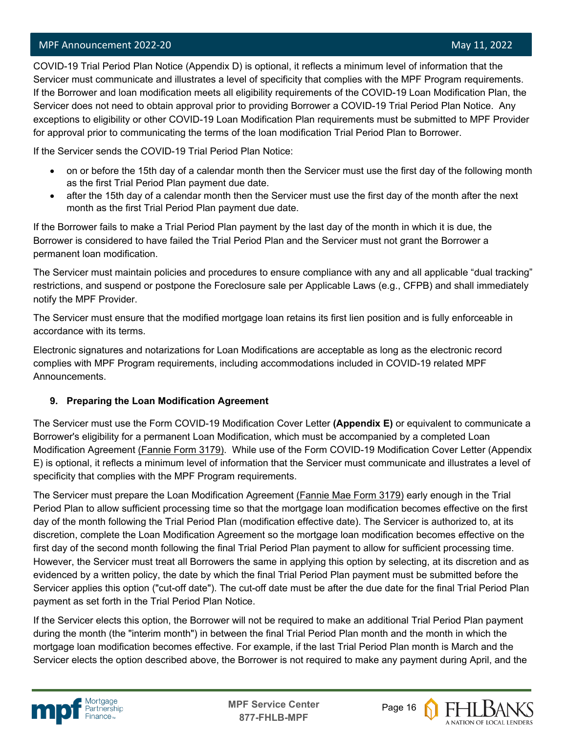COVID-19 Trial Period Plan Notice (Appendix D) is optional, it reflects a minimum level of information that the Servicer must communicate and illustrates a level of specificity that complies with the MPF Program requirements. If the Borrower and loan modification meets all eligibility requirements of the COVID-19 Loan Modification Plan, the Servicer does not need to obtain approval prior to providing Borrower a COVID-19 Trial Period Plan Notice. Any exceptions to eligibility or other COVID-19 Loan Modification Plan requirements must be submitted to MPF Provider for approval prior to communicating the terms of the loan modification Trial Period Plan to Borrower.

If the Servicer sends the COVID-19 Trial Period Plan Notice:

- on or before the 15th day of a calendar month then the Servicer must use the first day of the following month as the first Trial Period Plan payment due date.
- after the 15th day of a calendar month then the Servicer must use the first day of the month after the next month as the first Trial Period Plan payment due date.

If the Borrower fails to make a Trial Period Plan payment by the last day of the month in which it is due, the Borrower is considered to have failed the Trial Period Plan and the Servicer must not grant the Borrower a permanent loan modification.

The Servicer must maintain policies and procedures to ensure compliance with any and all applicable "dual tracking" restrictions, and suspend or postpone the Foreclosure sale per Applicable Laws (e.g., CFPB) and shall immediately notify the MPF Provider.

The Servicer must ensure that the modified mortgage loan retains its first lien position and is fully enforceable in accordance with its terms.

Electronic signatures and notarizations for Loan Modifications are acceptable as long as the electronic record complies with MPF Program requirements, including accommodations included in COVID-19 related MPF Announcements.

**9. Preparing the Loan Modification Agreement**

The Servicer must use the Form COVID-19 Modification Cover Letter **(Appendix E)** or equivalent to communicate a Borrower's eligibility for a permanent Loan Modification, which must be accompanied by a completed Loan Modification Agreement (Fannie Form 3179). While use of the Form COVID-19 Modification Cover Letter (Appendix E) is optional, it reflects a minimum level of information that the Servicer must communicate and illustrates a level of specificity that complies with the MPF Program requirements.

The Servicer must prepare the Loan Modification Agreement (Fannie Mae Form 3179) early enough in the Trial Period Plan to allow sufficient processing time so that the mortgage loan modification becomes effective on the first day of the month following the Trial Period Plan (modification effective date). The Servicer is authorized to, at its discretion, complete the Loan Modification Agreement so the mortgage loan modification becomes effective on the first day of the second month following the final Trial Period Plan payment to allow for sufficient processing time. However, the Servicer must treat all Borrowers the same in applying this option by selecting, at its discretion and as evidenced by a written policy, the date by which the final Trial Period Plan payment must be submitted before the Servicer applies this option ("cut-off date"). The cut-off date must be after the due date for the final Trial Period Plan payment as set forth in the Trial Period Plan Notice.

If the Servicer elects this option, the Borrower will not be required to make an additional Trial Period Plan payment during the month (the "interim month") in between the final Trial Period Plan month and the month in which the mortgage loan modification becomes effective. For example, if the last Trial Period Plan month is March and the Servicer elects the option described above, the Borrower is not required to make any payment during April, and the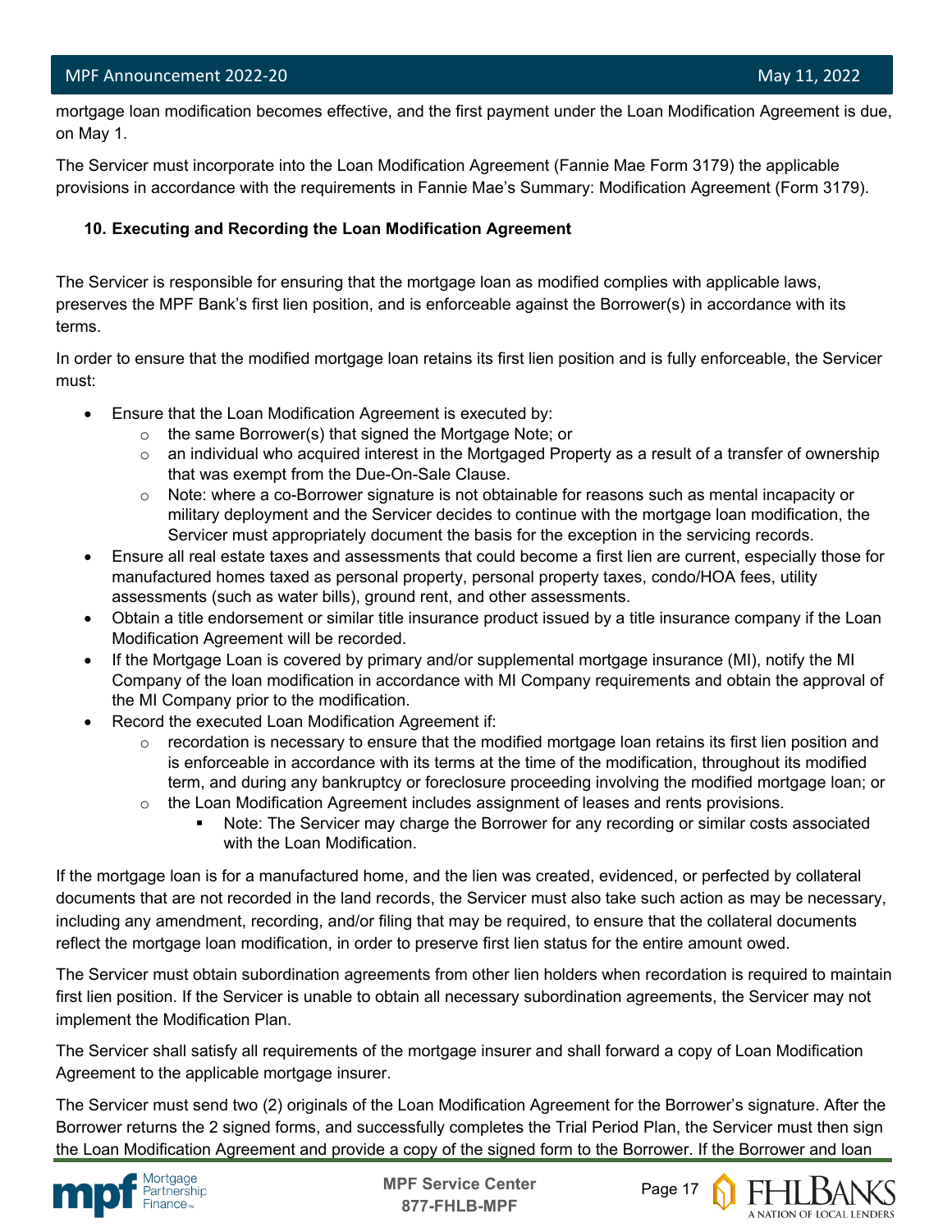mortgage loan modification becomes effective, and the first payment under the Loan Modification Agreement is due, on May 1.

The Servicer must incorporate into the Loan Modification Agreement (Fannie Mae Form 3179) the applicable provisions in accordance with the requirements in Fannie Mae's Summary: Modification Agreement (Form 3179).

**10. Executing and Recording the Loan Modification Agreement**

The Servicer is responsible for ensuring that the mortgage loan as modified complies with applicable laws, preserves the MPF Bank's first lien position, and is enforceable against the Borrower(s) in accordance with its terms.

In order to ensure that the modified mortgage loan retains its first lien position and is fully enforceable, the Servicer must:

- Ensure that the Loan Modification Agreement is executed by:
  - the same Borrower(s) that signed the Mortgage Note; or
  - an individual who acquired interest in the Mortgaged Property as a result of a transfer of ownership that was exempt from the Due-On-Sale Clause.
  - Note: where a co-Borrower signature is not obtainable for reasons such as mental incapacity or military deployment and the Servicer decides to continue with the mortgage loan modification, the Servicer must appropriately document the basis for the exception in the servicing records.
- Ensure all real estate taxes and assessments that could become a first lien are current, especially those for manufactured homes taxed as personal property, personal property taxes, condo/HOA fees, utility assessments (such as water bills), ground rent, and other assessments.
- Obtain a title endorsement or similar title insurance product issued by a title insurance company if the Loan Modification Agreement will be recorded.
- If the Mortgage Loan is covered by primary and/or supplemental mortgage insurance (MI), notify the MI Company of the loan modification in accordance with MI Company requirements and obtain the approval of the MI Company prior to the modification.
- Record the executed Loan Modification Agreement if:
  - recordation is necessary to ensure that the modified mortgage loan retains its first lien position and is enforceable in accordance with its terms at the time of the modification, throughout its modified term, and during any bankruptcy or foreclosure proceeding involving the modified mortgage loan; or
  - the Loan Modification Agreement includes assignment of leases and rents provisions.
    - Note: The Servicer may charge the Borrower for any recording or similar costs associated with the Loan Modification.

If the mortgage loan is for a manufactured home, and the lien was created, evidenced, or perfected by collateral documents that are not recorded in the land records, the Servicer must also take such action as may be necessary, including any amendment, recording, and/or filing that may be required, to ensure that the collateral documents reflect the mortgage loan modification, in order to preserve first lien status for the entire amount owed.

The Servicer must obtain subordination agreements from other lien holders when recordation is required to maintain first lien position. If the Servicer is unable to obtain all necessary subordination agreements, the Servicer may not implement the Modification Plan.

The Servicer shall satisfy all requirements of the mortgage insurer and shall forward a copy of Loan Modification Agreement to the applicable mortgage insurer.

The Servicer must send two (2) originals of the Loan Modification Agreement for the Borrower's signature. After the Borrower returns the 2 signed forms, and successfully completes the Trial Period Plan, the Servicer must then sign the Loan Modification Agreement and provide a copy of the signed form to the Borrower. If the Borrower and loan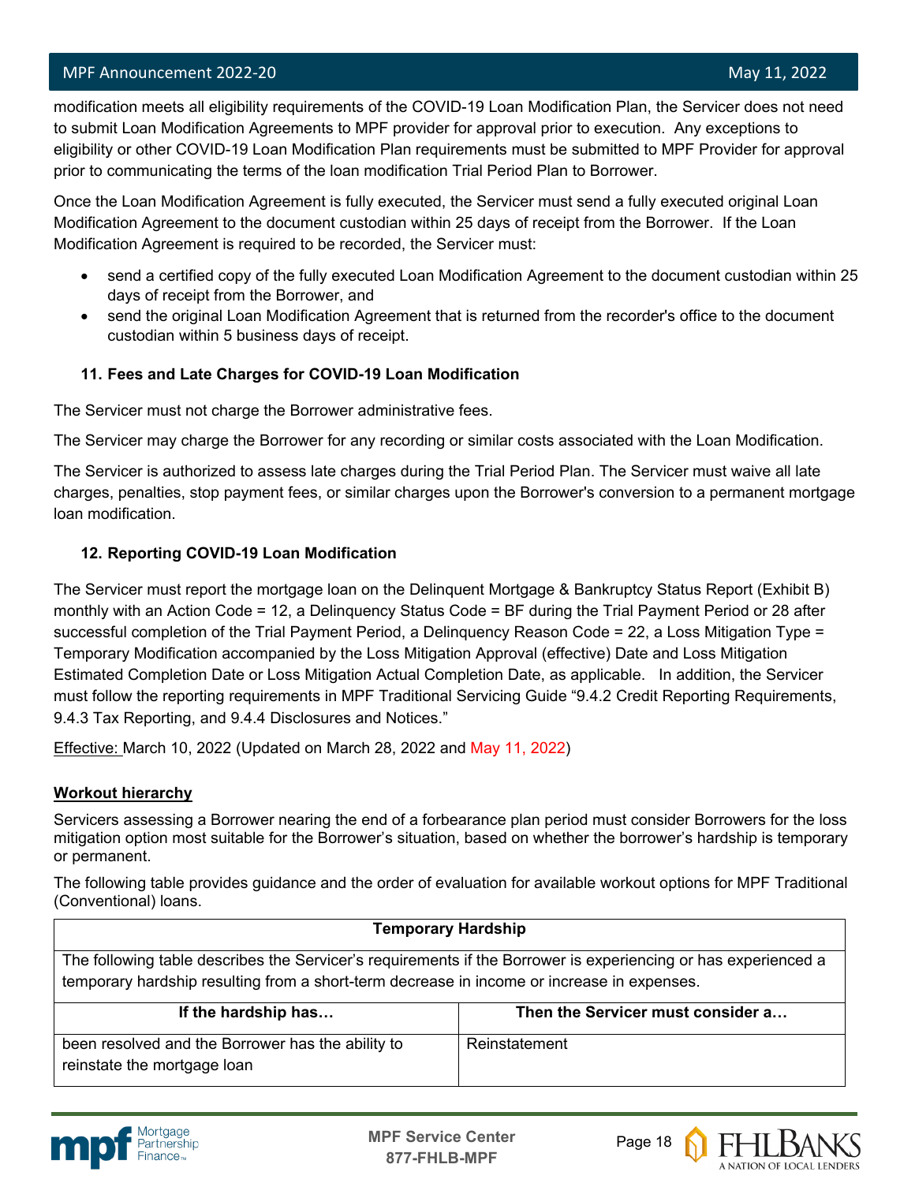modification meets all eligibility requirements of the COVID-19 Loan Modification Plan, the Servicer does not need to submit Loan Modification Agreements to MPF provider for approval prior to execution. Any exceptions to eligibility or other COVID-19 Loan Modification Plan requirements must be submitted to MPF Provider for approval prior to communicating the terms of the loan modification Trial Period Plan to Borrower.

Once the Loan Modification Agreement is fully executed, the Servicer must send a fully executed original Loan Modification Agreement to the document custodian within 25 days of receipt from the Borrower. If the Loan Modification Agreement is required to be recorded, the Servicer must:

- send a certified copy of the fully executed Loan Modification Agreement to the document custodian within 25 days of receipt from the Borrower, and
- send the original Loan Modification Agreement that is returned from the recorder's office to the document custodian within 5 business days of receipt.

**11. Fees and Late Charges for COVID-19 Loan Modification**

The Servicer must not charge the Borrower administrative fees.

The Servicer may charge the Borrower for any recording or similar costs associated with the Loan Modification.

The Servicer is authorized to assess late charges during the Trial Period Plan. The Servicer must waive all late charges, penalties, stop payment fees, or similar charges upon the Borrower's conversion to a permanent mortgage loan modification.

**12. Reporting COVID-19 Loan Modification**

The Servicer must report the mortgage loan on the Delinquent Mortgage & Bankruptcy Status Report (Exhibit B) monthly with an Action Code = 12, a Delinquency Status Code = BF during the Trial Payment Period or 28 after successful completion of the Trial Payment Period, a Delinquency Reason Code = 22, a Loss Mitigation Type = Temporary Modification accompanied by the Loss Mitigation Approval (effective) Date and Loss Mitigation Estimated Completion Date or Loss Mitigation Actual Completion Date, as applicable. In addition, the Servicer must follow the reporting requirements in MPF Traditional Servicing Guide "9.4.2 Credit Reporting Requirements, 9.4.3 Tax Reporting, and 9.4.4 Disclosures and Notices."

Effective: March 10, 2022 (Updated on March 28, 2022 and May 11, 2022)

**Workout hierarchy**

Servicers assessing a Borrower nearing the end of a forbearance plan period must consider Borrowers for the loss mitigation option most suitable for the Borrower's situation, based on whether the borrower's hardship is temporary or permanent.

The following table provides guidance and the order of evaluation for available workout options for MPF Traditional (Conventional) loans.

| **Temporary Hardship** | |
|---|---|
| The following table describes the Servicer's requirements if the Borrower is experiencing or has experienced a temporary hardship resulting from a short-term decrease in income or increase in expenses. | |
| **If the hardship has…** | **Then the Servicer must consider a…** |
| been resolved and the Borrower has the ability to reinstate the mortgage loan | Reinstatement |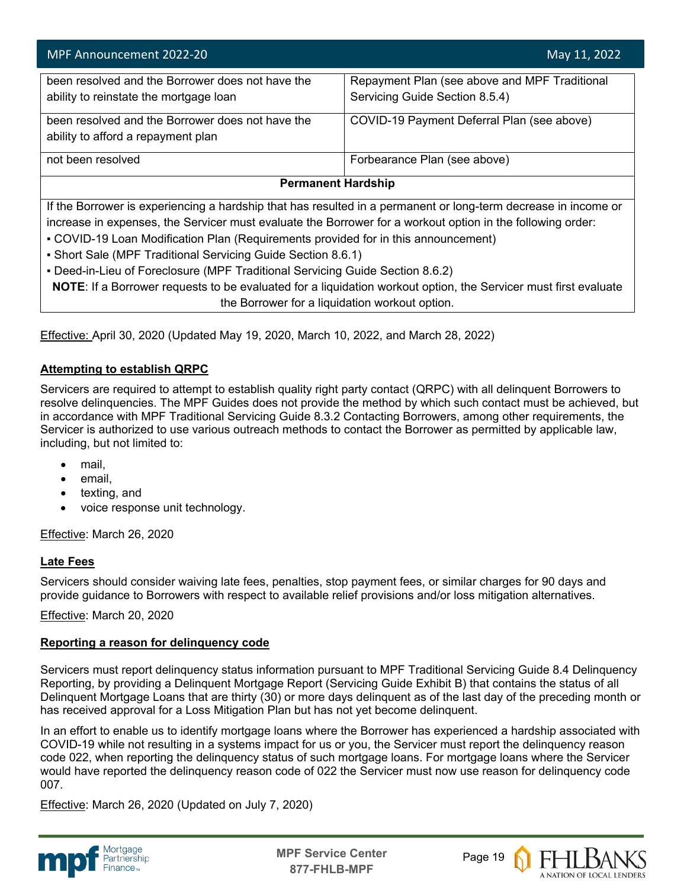| | |
|---|---|
| been resolved and the Borrower does not have the ability to reinstate the mortgage loan | Repayment Plan (see above and MPF Traditional Servicing Guide Section 8.5.4) |
| been resolved and the Borrower does not have the ability to afford a repayment plan | COVID-19 Payment Deferral Plan (see above) |
| not been resolved | Forbearance Plan (see above) |
| **Permanent Hardship** | |
| If the Borrower is experiencing a hardship that has resulted in a permanent or long-term decrease in income or increase in expenses, the Servicer must evaluate the Borrower for a workout option in the following order:<br>▪ COVID-19 Loan Modification Plan (Requirements provided for in this announcement)<br>▪ Short Sale (MPF Traditional Servicing Guide Section 8.6.1)<br>▪ Deed-in-Lieu of Foreclosure (MPF Traditional Servicing Guide Section 8.6.2)<br>**NOTE**: If a Borrower requests to be evaluated for a liquidation workout option, the Servicer must first evaluate the Borrower for a liquidation workout option. | |

Effective: April 30, 2020 (Updated May 19, 2020, March 10, 2022, and March 28, 2022)

**Attempting to establish QRPC**

Servicers are required to attempt to establish quality right party contact (QRPC) with all delinquent Borrowers to resolve delinquencies. The MPF Guides does not provide the method by which such contact must be achieved, but in accordance with MPF Traditional Servicing Guide 8.3.2 Contacting Borrowers, among other requirements, the Servicer is authorized to use various outreach methods to contact the Borrower as permitted by applicable law, including, but not limited to:

- mail,
- email,
- texting, and
- voice response unit technology.

Effective: March 26, 2020

**Late Fees**

Servicers should consider waiving late fees, penalties, stop payment fees, or similar charges for 90 days and provide guidance to Borrowers with respect to available relief provisions and/or loss mitigation alternatives.

Effective: March 20, 2020

**Reporting a reason for delinquency code**

Servicers must report delinquency status information pursuant to MPF Traditional Servicing Guide 8.4 Delinquency Reporting, by providing a Delinquent Mortgage Report (Servicing Guide Exhibit B) that contains the status of all Delinquent Mortgage Loans that are thirty (30) or more days delinquent as of the last day of the preceding month or has received approval for a Loss Mitigation Plan but has not yet become delinquent.

In an effort to enable us to identify mortgage loans where the Borrower has experienced a hardship associated with COVID-19 while not resulting in a systems impact for us or you, the Servicer must report the delinquency reason code 022, when reporting the delinquency status of such mortgage loans. For mortgage loans where the Servicer would have reported the delinquency reason code of 022 the Servicer must now use reason for delinquency code 007.

Effective: March 26, 2020 (Updated on July 7, 2020)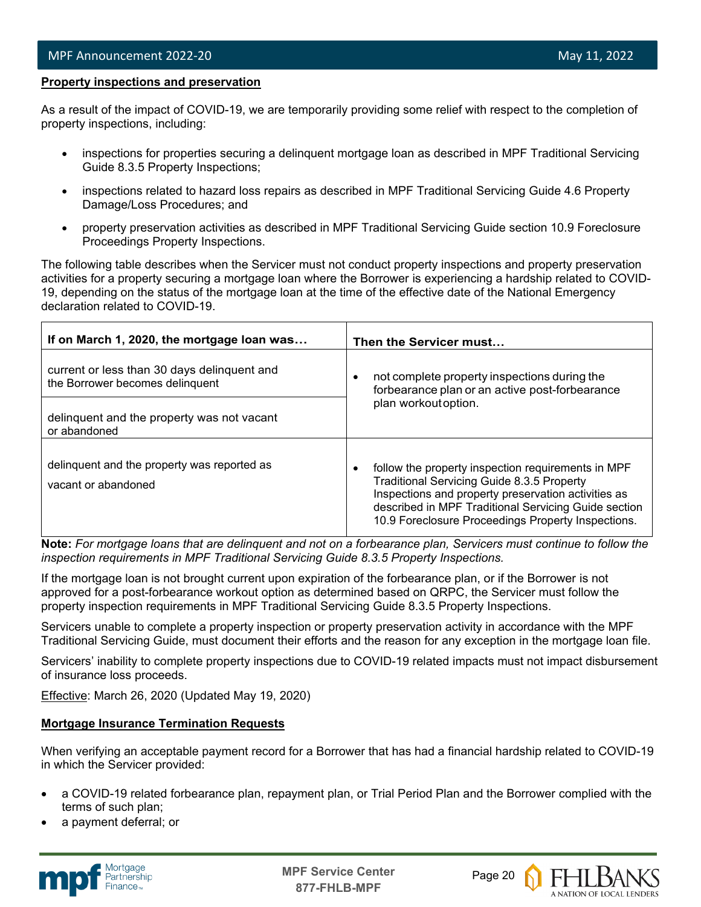**Property inspections and preservation**

As a result of the impact of COVID-19, we are temporarily providing some relief with respect to the completion of property inspections, including:

- inspections for properties securing a delinquent mortgage loan as described in MPF Traditional Servicing Guide 8.3.5 Property Inspections;
- inspections related to hazard loss repairs as described in MPF Traditional Servicing Guide 4.6 Property Damage/Loss Procedures; and
- property preservation activities as described in MPF Traditional Servicing Guide section 10.9 Foreclosure Proceedings Property Inspections.

The following table describes when the Servicer must not conduct property inspections and property preservation activities for a property securing a mortgage loan where the Borrower is experiencing a hardship related to COVID-19, depending on the status of the mortgage loan at the time of the effective date of the National Emergency declaration related to COVID-19.

| If on March 1, 2020, the mortgage loan was… | Then the Servicer must… |
|---|---|
| current or less than 30 days delinquent and the Borrower becomes delinquent | • not complete property inspections during the forbearance plan or an active post-forbearance plan workout option. |
| delinquent and the property was not vacant or abandoned | |
| delinquent and the property was reported as vacant or abandoned | • follow the property inspection requirements in MPF Traditional Servicing Guide 8.3.5 Property Inspections and property preservation activities as described in MPF Traditional Servicing Guide section 10.9 Foreclosure Proceedings Property Inspections. |

**Note:** *For mortgage loans that are delinquent and not on a forbearance plan, Servicers must continue to follow the inspection requirements in MPF Traditional Servicing Guide 8.3.5 Property Inspections.*

If the mortgage loan is not brought current upon expiration of the forbearance plan, or if the Borrower is not approved for a post-forbearance workout option as determined based on QRPC, the Servicer must follow the property inspection requirements in MPF Traditional Servicing Guide 8.3.5 Property Inspections.

Servicers unable to complete a property inspection or property preservation activity in accordance with the MPF Traditional Servicing Guide, must document their efforts and the reason for any exception in the mortgage loan file.

Servicers' inability to complete property inspections due to COVID-19 related impacts must not impact disbursement of insurance loss proceeds.

Effective: March 26, 2020 (Updated May 19, 2020)

**Mortgage Insurance Termination Requests**

When verifying an acceptable payment record for a Borrower that has had a financial hardship related to COVID-19 in which the Servicer provided:

- a COVID-19 related forbearance plan, repayment plan, or Trial Period Plan and the Borrower complied with the terms of such plan;
- a payment deferral; or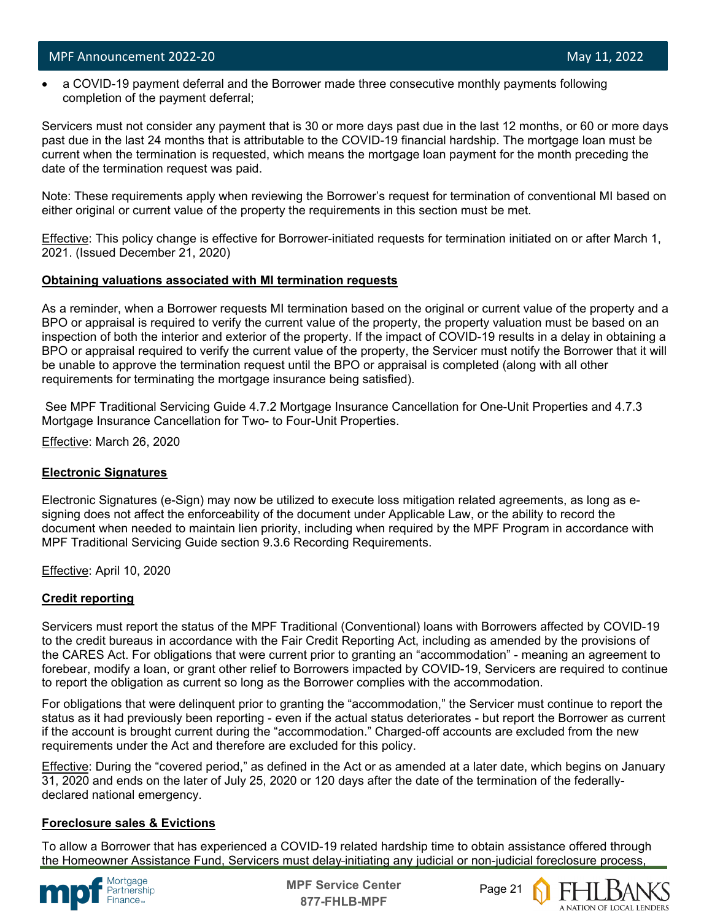- a COVID-19 payment deferral and the Borrower made three consecutive monthly payments following completion of the payment deferral;

Servicers must not consider any payment that is 30 or more days past due in the last 12 months, or 60 or more days past due in the last 24 months that is attributable to the COVID-19 financial hardship. The mortgage loan must be current when the termination is requested, which means the mortgage loan payment for the month preceding the date of the termination request was paid.

Note: These requirements apply when reviewing the Borrower's request for termination of conventional MI based on either original or current value of the property the requirements in this section must be met.

Effective: This policy change is effective for Borrower-initiated requests for termination initiated on or after March 1, 2021. (Issued December 21, 2020)

**Obtaining valuations associated with MI termination requests**

As a reminder, when a Borrower requests MI termination based on the original or current value of the property and a BPO or appraisal is required to verify the current value of the property, the property valuation must be based on an inspection of both the interior and exterior of the property. If the impact of COVID-19 results in a delay in obtaining a BPO or appraisal required to verify the current value of the property, the Servicer must notify the Borrower that it will be unable to approve the termination request until the BPO or appraisal is completed (along with all other requirements for terminating the mortgage insurance being satisfied).

See MPF Traditional Servicing Guide 4.7.2 Mortgage Insurance Cancellation for One-Unit Properties and 4.7.3 Mortgage Insurance Cancellation for Two- to Four-Unit Properties.

Effective: March 26, 2020

**Electronic Signatures**

Electronic Signatures (e-Sign) may now be utilized to execute loss mitigation related agreements, as long as e-signing does not affect the enforceability of the document under Applicable Law, or the ability to record the document when needed to maintain lien priority, including when required by the MPF Program in accordance with MPF Traditional Servicing Guide section 9.3.6 Recording Requirements.

Effective: April 10, 2020

**Credit reporting**

Servicers must report the status of the MPF Traditional (Conventional) loans with Borrowers affected by COVID-19 to the credit bureaus in accordance with the Fair Credit Reporting Act, including as amended by the provisions of the CARES Act. For obligations that were current prior to granting an "accommodation" - meaning an agreement to forebear, modify a loan, or grant other relief to Borrowers impacted by COVID-19, Servicers are required to continue to report the obligation as current so long as the Borrower complies with the accommodation.

For obligations that were delinquent prior to granting the "accommodation," the Servicer must continue to report the status as it had previously been reporting - even if the actual status deteriorates - but report the Borrower as current if the account is brought current during the "accommodation." Charged-off accounts are excluded from the new requirements under the Act and therefore are excluded for this policy.

Effective: During the "covered period," as defined in the Act or as amended at a later date, which begins on January 31, 2020 and ends on the later of July 25, 2020 or 120 days after the date of the termination of the federally-declared national emergency.

**Foreclosure sales & Evictions**

To allow a Borrower that has experienced a COVID-19 related hardship time to obtain assistance offered through the Homeowner Assistance Fund, Servicers must delay initiating any judicial or non-judicial foreclosure process,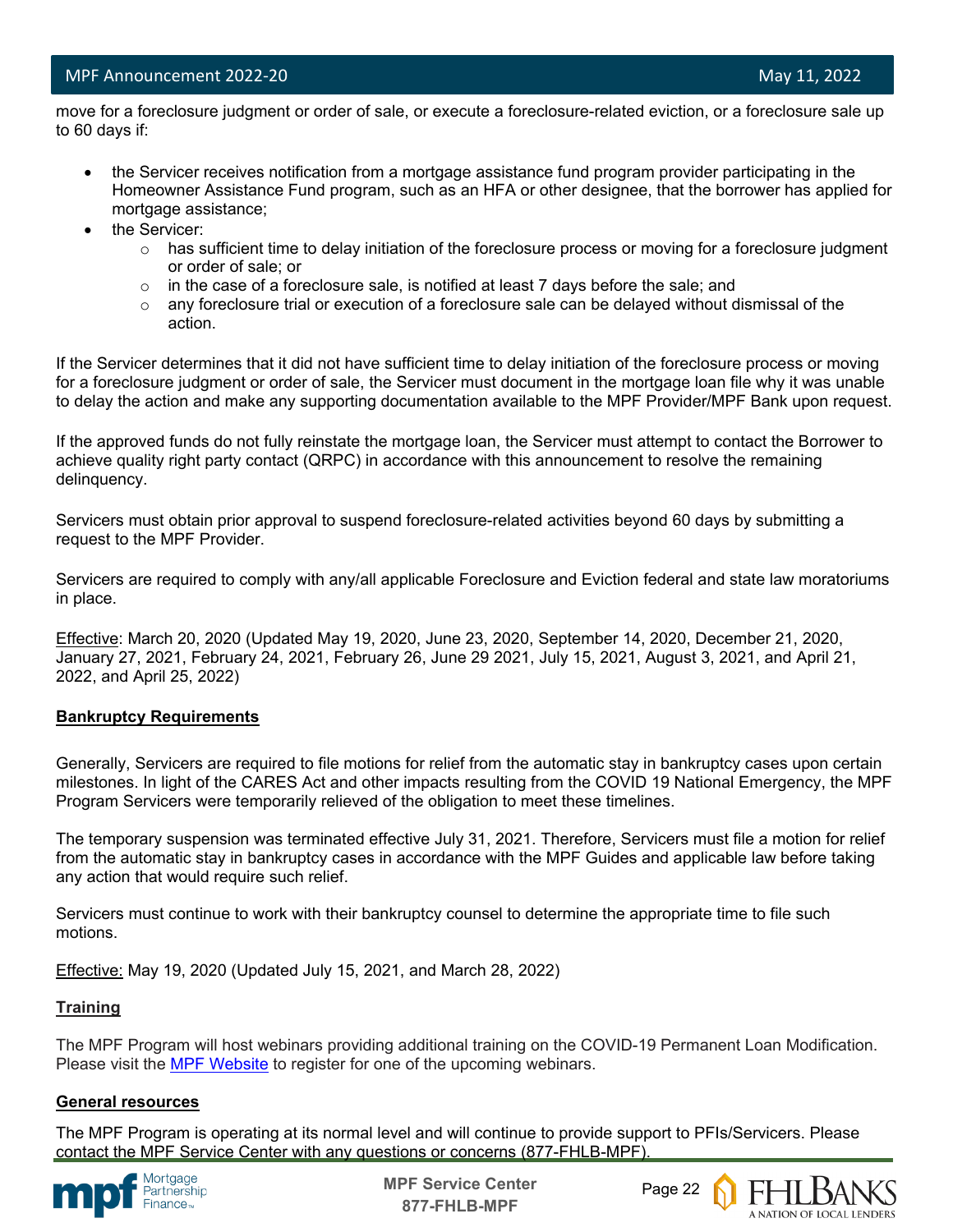move for a foreclosure judgment or order of sale, or execute a foreclosure-related eviction, or a foreclosure sale up to 60 days if:

- the Servicer receives notification from a mortgage assistance fund program provider participating in the Homeowner Assistance Fund program, such as an HFA or other designee, that the borrower has applied for mortgage assistance;
- the Servicer:
  - has sufficient time to delay initiation of the foreclosure process or moving for a foreclosure judgment or order of sale; or
  - in the case of a foreclosure sale, is notified at least 7 days before the sale; and
  - any foreclosure trial or execution of a foreclosure sale can be delayed without dismissal of the action.

If the Servicer determines that it did not have sufficient time to delay initiation of the foreclosure process or moving for a foreclosure judgment or order of sale, the Servicer must document in the mortgage loan file why it was unable to delay the action and make any supporting documentation available to the MPF Provider/MPF Bank upon request.

If the approved funds do not fully reinstate the mortgage loan, the Servicer must attempt to contact the Borrower to achieve quality right party contact (QRPC) in accordance with this announcement to resolve the remaining delinquency.

Servicers must obtain prior approval to suspend foreclosure-related activities beyond 60 days by submitting a request to the MPF Provider.

Servicers are required to comply with any/all applicable Foreclosure and Eviction federal and state law moratoriums in place.

Effective: March 20, 2020 (Updated May 19, 2020, June 23, 2020, September 14, 2020, December 21, 2020, January 27, 2021, February 24, 2021, February 26, June 29 2021, July 15, 2021, August 3, 2021, and April 21, 2022, and April 25, 2022)

## Bankruptcy Requirements

Generally, Servicers are required to file motions for relief from the automatic stay in bankruptcy cases upon certain milestones. In light of the CARES Act and other impacts resulting from the COVID 19 National Emergency, the MPF Program Servicers were temporarily relieved of the obligation to meet these timelines.

The temporary suspension was terminated effective July 31, 2021. Therefore, Servicers must file a motion for relief from the automatic stay in bankruptcy cases in accordance with the MPF Guides and applicable law before taking any action that would require such relief.

Servicers must continue to work with their bankruptcy counsel to determine the appropriate time to file such motions.

Effective: May 19, 2020 (Updated July 15, 2021, and March 28, 2022)

## Training

The MPF Program will host webinars providing additional training on the COVID-19 Permanent Loan Modification. Please visit the MPF Website to register for one of the upcoming webinars.

## General resources

The MPF Program is operating at its normal level and will continue to provide support to PFIs/Servicers. Please contact the MPF Service Center with any questions or concerns (877-FHLB-MPF).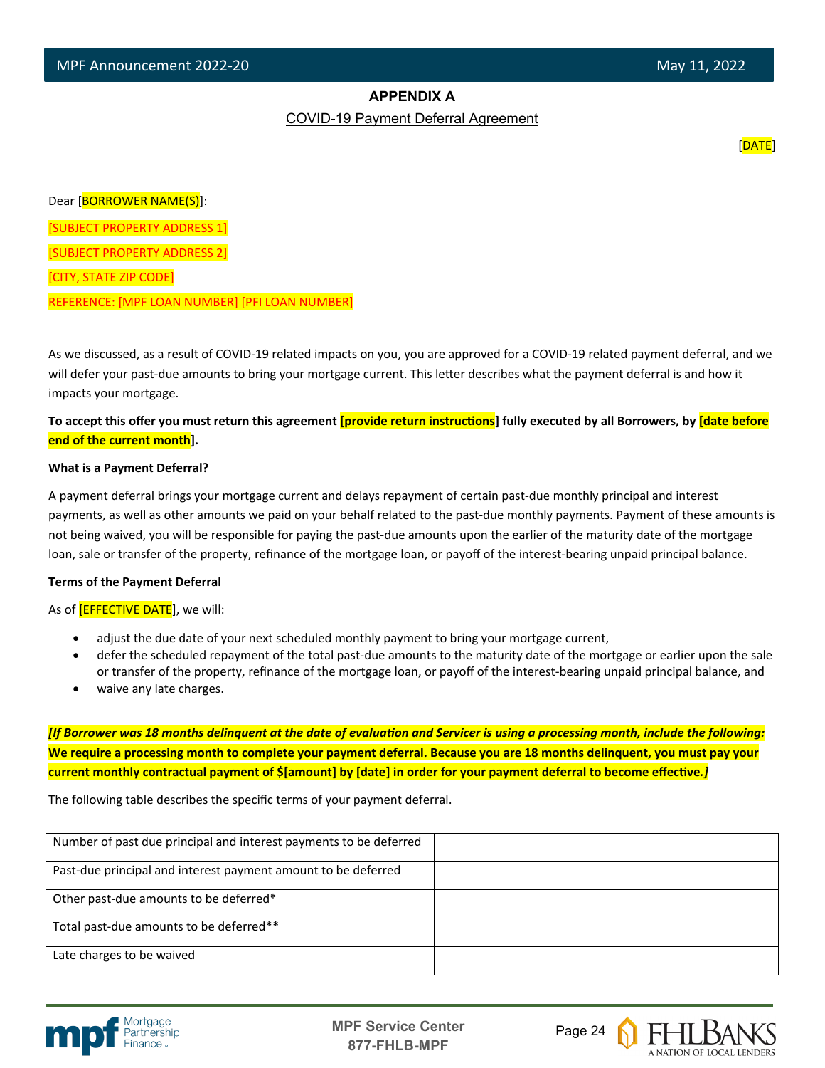# APPENDIX A

## COVID-19 Payment Deferral Agreement

[DATE]

Dear [BORROWER NAME(S)]:

[SUBJECT PROPERTY ADDRESS 1]

[SUBJECT PROPERTY ADDRESS 2]

[CITY, STATE ZIP CODE]

REFERENCE: [MPF LOAN NUMBER] [PFI LOAN NUMBER]

As we discussed, as a result of COVID-19 related impacts on you, you are approved for a COVID-19 related payment deferral, and we will defer your past-due amounts to bring your mortgage current. This letter describes what the payment deferral is and how it impacts your mortgage.

**To accept this offer you must return this agreement [provide return instructions] fully executed by all Borrowers, by [date before end of the current month].**

**What is a Payment Deferral?**

A payment deferral brings your mortgage current and delays repayment of certain past-due monthly principal and interest payments, as well as other amounts we paid on your behalf related to the past-due monthly payments. Payment of these amounts is not being waived, you will be responsible for paying the past-due amounts upon the earlier of the maturity date of the mortgage loan, sale or transfer of the property, refinance of the mortgage loan, or payoff of the interest-bearing unpaid principal balance.

**Terms of the Payment Deferral**

As of [EFFECTIVE DATE], we will:

- adjust the due date of your next scheduled monthly payment to bring your mortgage current,
- defer the scheduled repayment of the total past-due amounts to the maturity date of the mortgage or earlier upon the sale or transfer of the property, refinance of the mortgage loan, or payoff of the interest-bearing unpaid principal balance, and
- waive any late charges.

***[If Borrower was 18 months delinquent at the date of evaluation and Servicer is using a processing month, include the following:*** **We require a processing month to complete your payment deferral. Because you are 18 months delinquent, you must pay your current monthly contractual payment of $[amount] by [date] in order for your payment deferral to become effective.*]***

The following table describes the specific terms of your payment deferral.

| | |
|---|---|
| Number of past due principal and interest payments to be deferred | |
| Past-due principal and interest payment amount to be deferred | |
| Other past-due amounts to be deferred* | |
| Total past-due amounts to be deferred** | |
| Late charges to be waived | |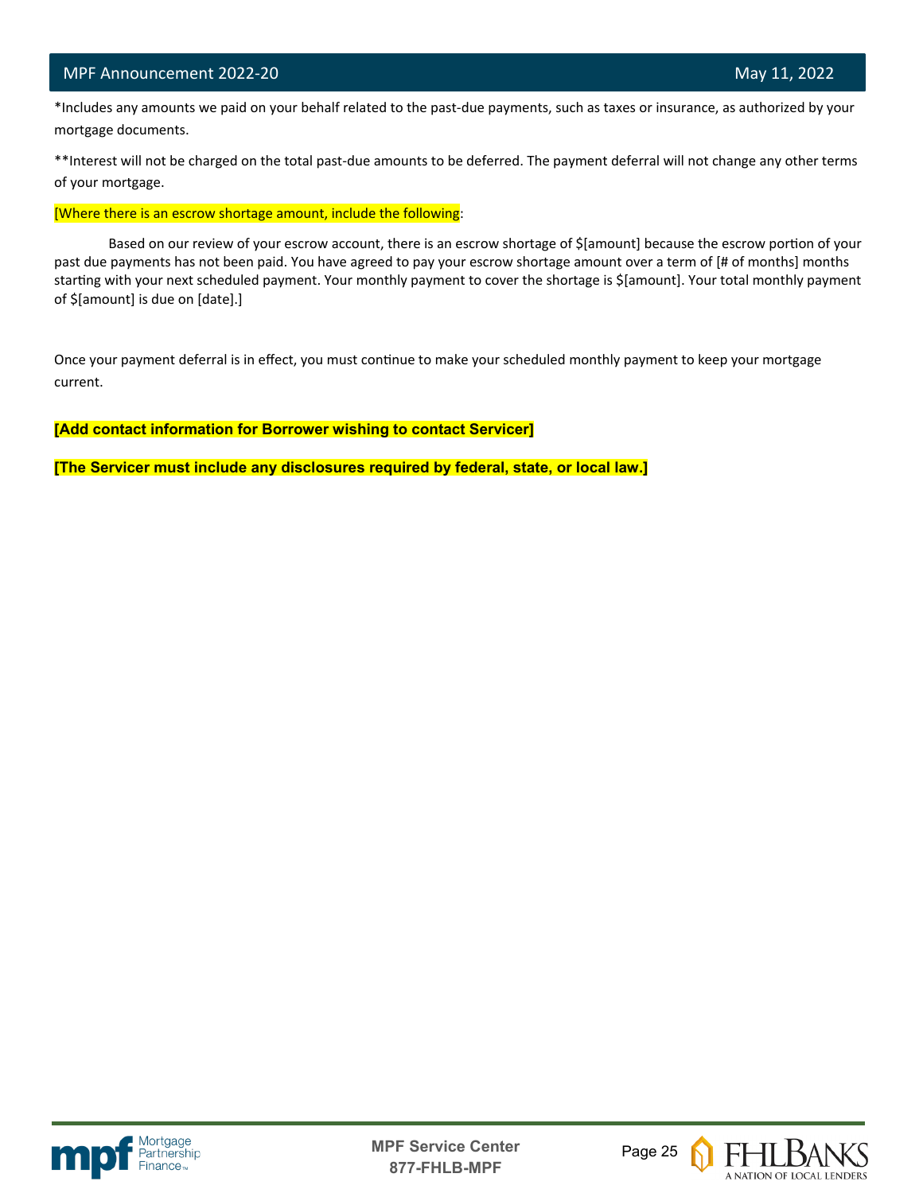*Includes any amounts we paid on your behalf related to the past-due payments, such as taxes or insurance, as authorized by your mortgage documents.

**Interest will not be charged on the total past-due amounts to be deferred. The payment deferral will not change any other terms of your mortgage.

[Where there is an escrow shortage amount, include the following:

Based on our review of your escrow account, there is an escrow shortage of $[amount] because the escrow portion of your past due payments has not been paid. You have agreed to pay your escrow shortage amount over a term of [# of months] months starting with your next scheduled payment. Your monthly payment to cover the shortage is $[amount]. Your total monthly payment of $[amount] is due on [date].]

Once your payment deferral is in effect, you must continue to make your scheduled monthly payment to keep your mortgage current.

**[Add contact information for Borrower wishing to contact Servicer]**

**[The Servicer must include any disclosures required by federal, state, or local law.]**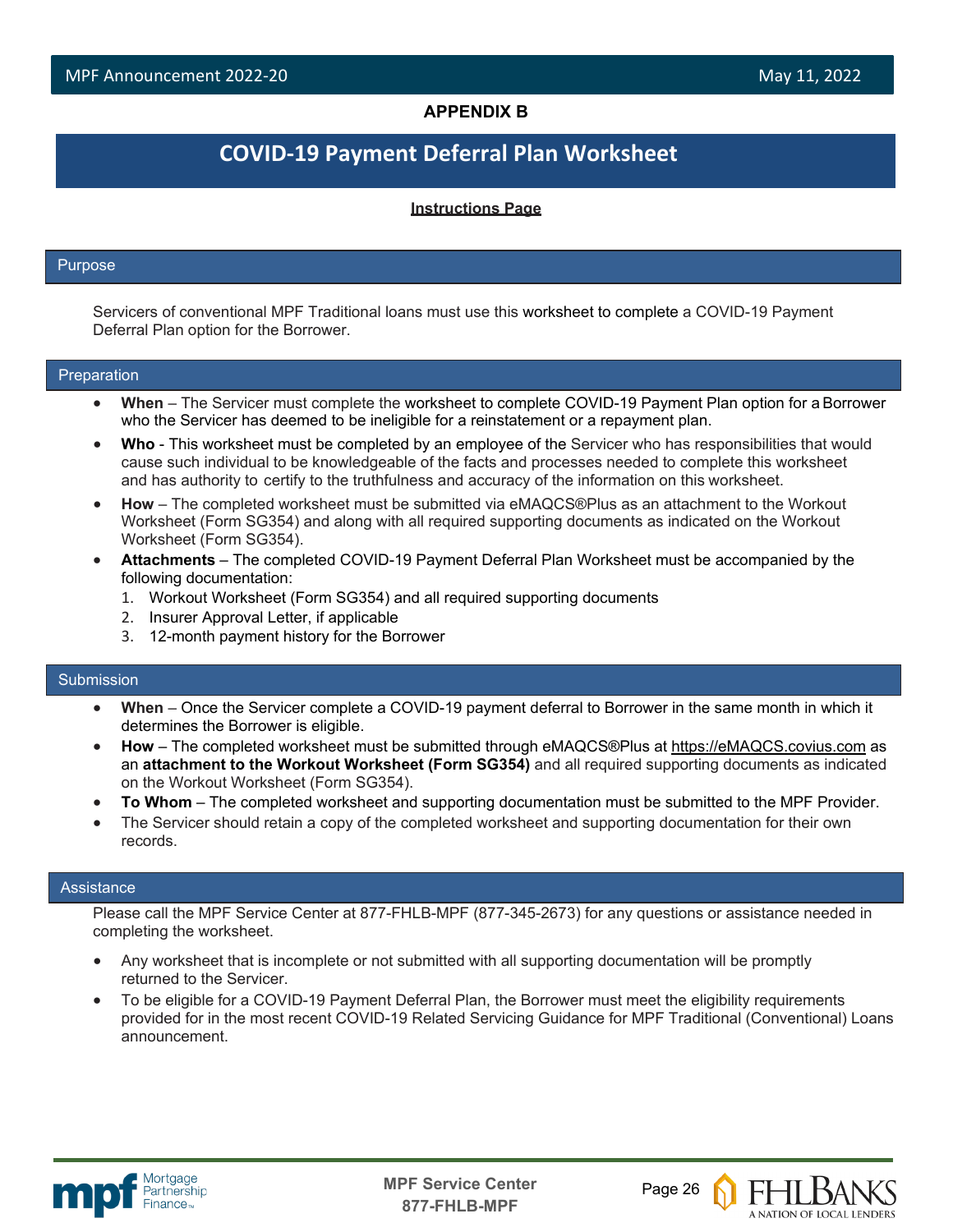**APPENDIX B**

# COVID-19 Payment Deferral Plan Worksheet

**Instructions Page**

## Purpose

Servicers of conventional MPF Traditional loans must use this worksheet to complete a COVID-19 Payment Deferral Plan option for the Borrower.

## Preparation

- **When** – The Servicer must complete the worksheet to complete COVID-19 Payment Plan option for a Borrower who the Servicer has deemed to be ineligible for a reinstatement or a repayment plan.
- **Who** - This worksheet must be completed by an employee of the Servicer who has responsibilities that would cause such individual to be knowledgeable of the facts and processes needed to complete this worksheet and has authority to certify to the truthfulness and accuracy of the information on this worksheet.
- **How** – The completed worksheet must be submitted via eMAQCS®Plus as an attachment to the Workout Worksheet (Form SG354) and along with all required supporting documents as indicated on the Workout Worksheet (Form SG354).
- **Attachments** – The completed COVID-19 Payment Deferral Plan Worksheet must be accompanied by the following documentation:
  1. Workout Worksheet (Form SG354) and all required supporting documents
  2. Insurer Approval Letter, if applicable
  3. 12-month payment history for the Borrower

## Submission

- **When** – Once the Servicer complete a COVID-19 payment deferral to Borrower in the same month in which it determines the Borrower is eligible.
- **How** – The completed worksheet must be submitted through eMAQCS®Plus at https://eMAQCS.covius.com as an **attachment to the Workout Worksheet (Form SG354)** and all required supporting documents as indicated on the Workout Worksheet (Form SG354).
- **To Whom** – The completed worksheet and supporting documentation must be submitted to the MPF Provider.
- The Servicer should retain a copy of the completed worksheet and supporting documentation for their own records.

## Assistance

Please call the MPF Service Center at 877-FHLB-MPF (877-345-2673) for any questions or assistance needed in completing the worksheet.

- Any worksheet that is incomplete or not submitted with all supporting documentation will be promptly returned to the Servicer.
- To be eligible for a COVID-19 Payment Deferral Plan, the Borrower must meet the eligibility requirements provided for in the most recent COVID-19 Related Servicing Guidance for MPF Traditional (Conventional) Loans announcement.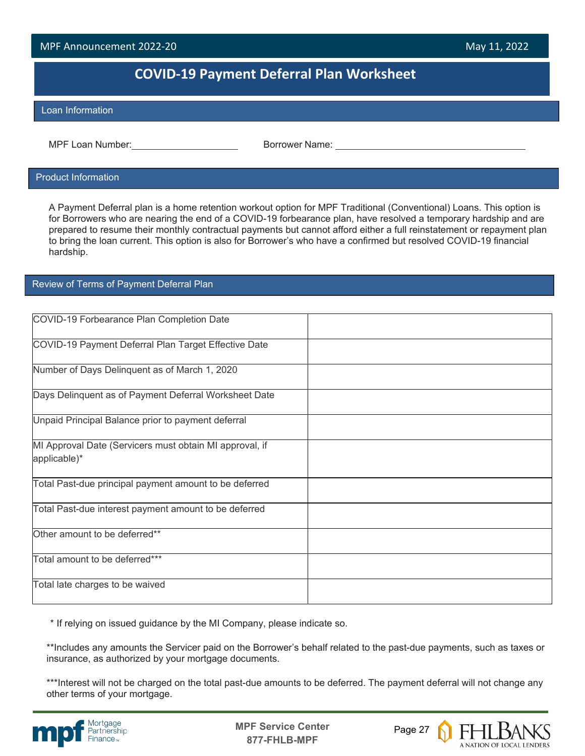# COVID-19 Payment Deferral Plan Worksheet

## Loan Information

MPF Loan Number:____________________ Borrower Name: ____________________________________

## Product Information

A Payment Deferral plan is a home retention workout option for MPF Traditional (Conventional) Loans. This option is for Borrowers who are nearing the end of a COVID-19 forbearance plan, have resolved a temporary hardship and are prepared to resume their monthly contractual payments but cannot afford either a full reinstatement or repayment plan to bring the loan current. This option is also for Borrower's who have a confirmed but resolved COVID-19 financial hardship.

## Review of Terms of Payment Deferral Plan

| | |
|---|---|
| COVID-19 Forbearance Plan Completion Date | |
| COVID-19 Payment Deferral Plan Target Effective Date | |
| Number of Days Delinquent as of March 1, 2020 | |
| Days Delinquent as of Payment Deferral Worksheet Date | |
| Unpaid Principal Balance prior to payment deferral | |
| MI Approval Date (Servicers must obtain MI approval, if applicable)* | |
| Total Past-due principal payment amount to be deferred | |
| Total Past-due interest payment amount to be deferred | |
| Other amount to be deferred** | |
| Total amount to be deferred*** | |
| Total late charges to be waived | |

\* If relying on issued guidance by the MI Company, please indicate so.

**Includes any amounts the Servicer paid on the Borrower's behalf related to the past-due payments, such as taxes or insurance, as authorized by your mortgage documents.

***Interest will not be charged on the total past-due amounts to be deferred. The payment deferral will not change any other terms of your mortgage.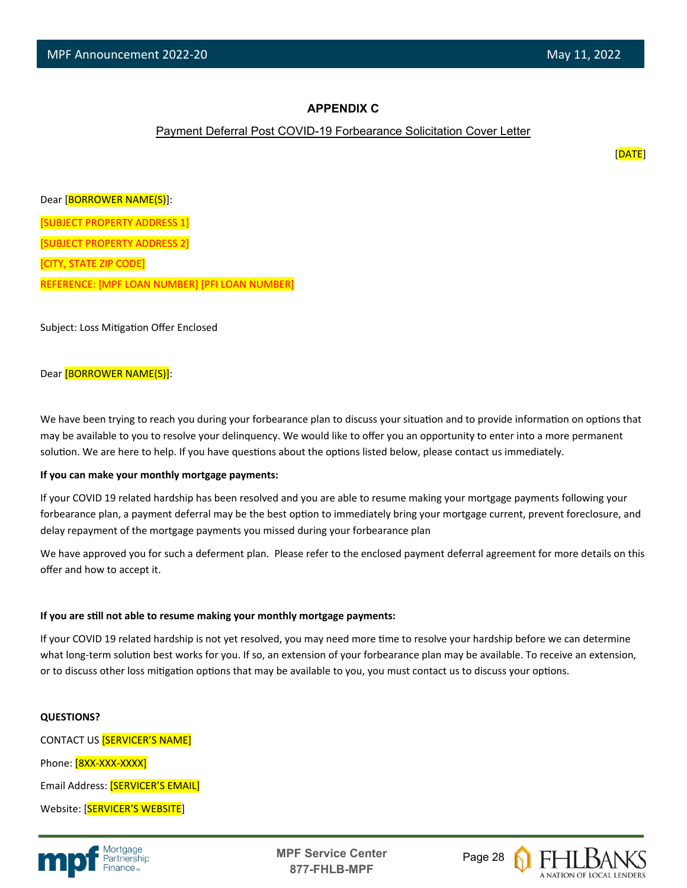## APPENDIX C

Payment Deferral Post COVID-19 Forbearance Solicitation Cover Letter

[DATE]

Dear [BORROWER NAME(S)]:

[SUBJECT PROPERTY ADDRESS 1]

[SUBJECT PROPERTY ADDRESS 2]

[CITY, STATE ZIP CODE]

REFERENCE: [MPF LOAN NUMBER] [PFI LOAN NUMBER]

Subject: Loss Mitigation Offer Enclosed

Dear [BORROWER NAME(S)]:

We have been trying to reach you during your forbearance plan to discuss your situation and to provide information on options that may be available to you to resolve your delinquency. We would like to offer you an opportunity to enter into a more permanent solution. We are here to help. If you have questions about the options listed below, please contact us immediately.

**If you can make your monthly mortgage payments:**

If your COVID 19 related hardship has been resolved and you are able to resume making your mortgage payments following your forbearance plan, a payment deferral may be the best option to immediately bring your mortgage current, prevent foreclosure, and delay repayment of the mortgage payments you missed during your forbearance plan

We have approved you for such a deferment plan. Please refer to the enclosed payment deferral agreement for more details on this offer and how to accept it.

**If you are still not able to resume making your monthly mortgage payments:**

If your COVID 19 related hardship is not yet resolved, you may need more time to resolve your hardship before we can determine what long-term solution best works for you. If so, an extension of your forbearance plan may be available. To receive an extension, or to discuss other loss mitigation options that may be available to you, you must contact us to discuss your options.

**QUESTIONS?**

CONTACT US [SERVICER'S NAME]

Phone: [8XX-XXX-XXXX]

Email Address: [SERVICER'S EMAIL]

Website: [SERVICER'S WEBSITE]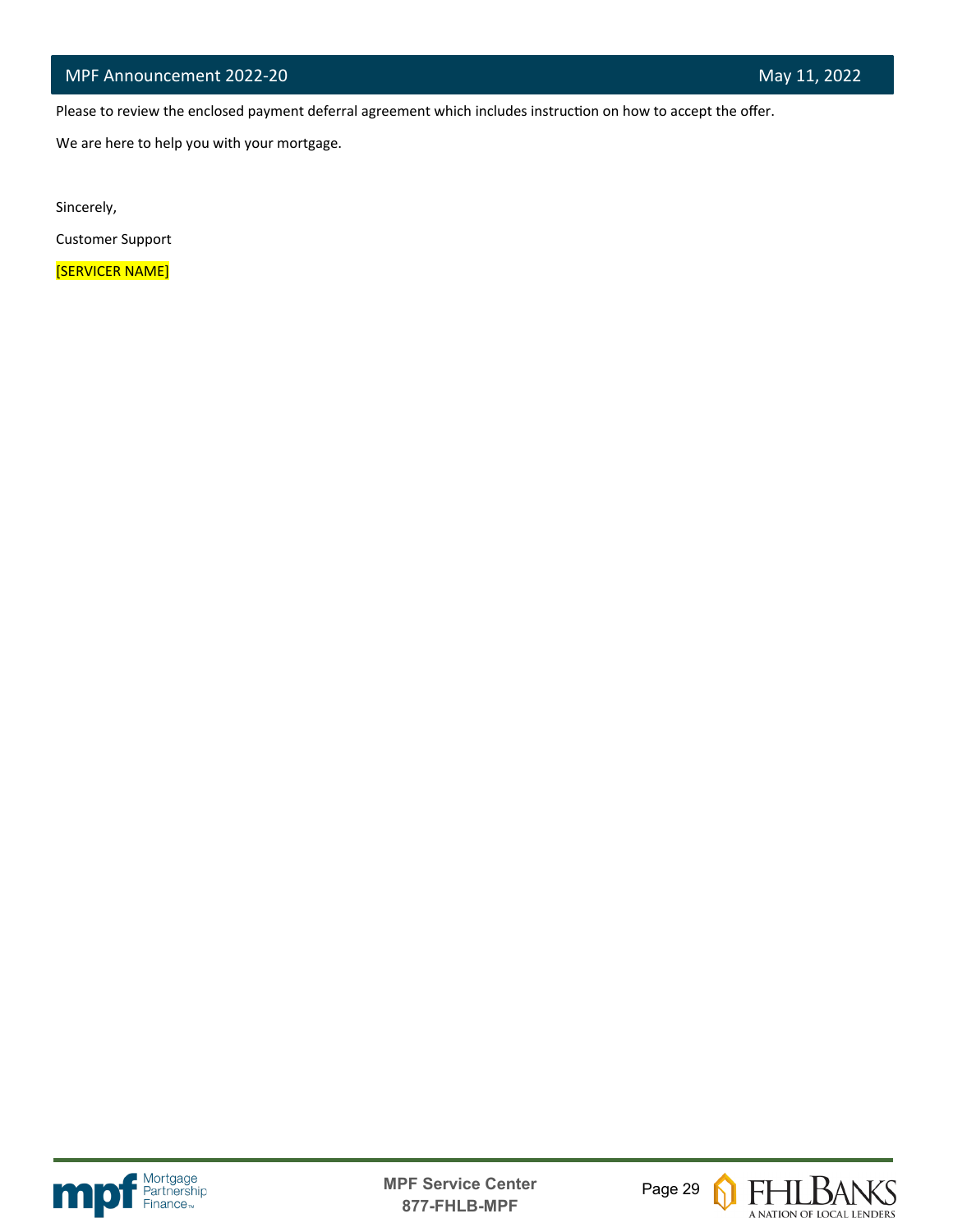Please to review the enclosed payment deferral agreement which includes instruction on how to accept the offer.

We are here to help you with your mortgage.

Sincerely,

Customer Support

[SERVICER NAME]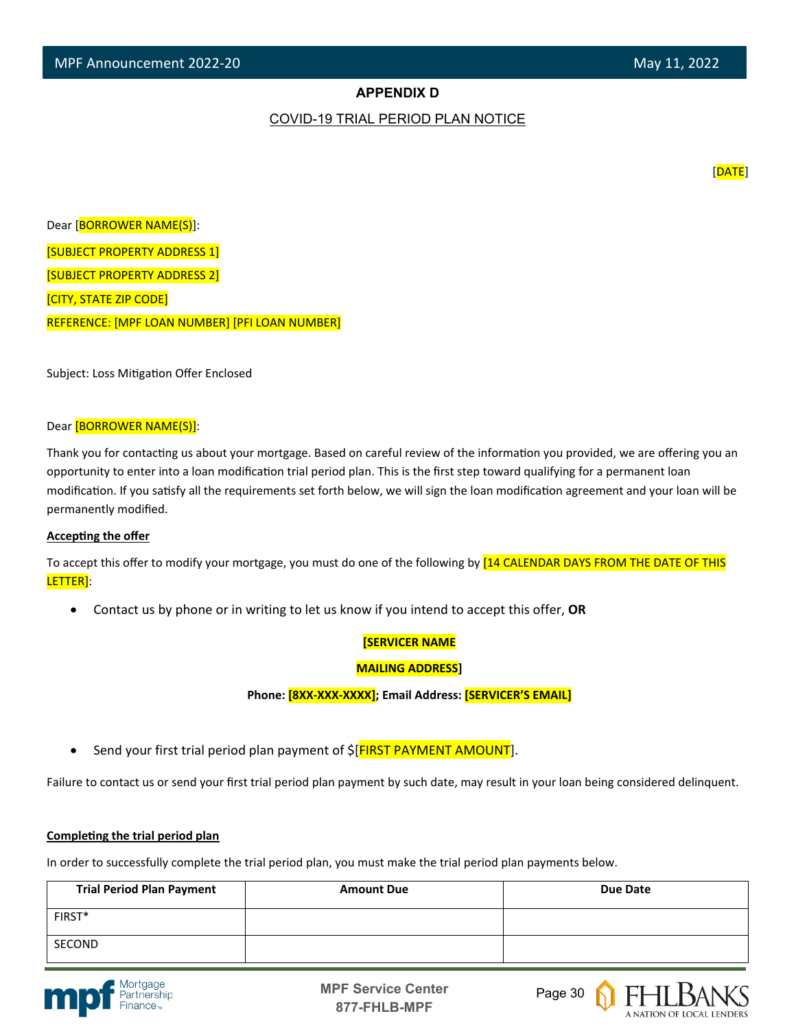**APPENDIX D**

COVID-19 TRIAL PERIOD PLAN NOTICE

[DATE]

Dear [BORROWER NAME(S)]:

[SUBJECT PROPERTY ADDRESS 1]

[SUBJECT PROPERTY ADDRESS 2]

[CITY, STATE ZIP CODE]

REFERENCE: [MPF LOAN NUMBER] [PFI LOAN NUMBER]

Subject: Loss Mitigation Offer Enclosed

Dear [BORROWER NAME(S)]:

Thank you for contacting us about your mortgage. Based on careful review of the information you provided, we are offering you an opportunity to enter into a loan modification trial period plan. This is the first step toward qualifying for a permanent loan modification. If you satisfy all the requirements set forth below, we will sign the loan modification agreement and your loan will be permanently modified.

**Accepting the offer**

To accept this offer to modify your mortgage, you must do one of the following by [14 CALENDAR DAYS FROM THE DATE OF THIS LETTER]:

- Contact us by phone or in writing to let us know if you intend to accept this offer, **OR**

**[SERVICER NAME**

**MAILING ADDRESS]**

**Phone: [8XX-XXX-XXXX]; Email Address: [SERVICER'S EMAIL]**

- Send your first trial period plan payment of $[FIRST PAYMENT AMOUNT].

Failure to contact us or send your first trial period plan payment by such date, may result in your loan being considered delinquent.

**Completing the trial period plan**

In order to successfully complete the trial period plan, you must make the trial period plan payments below.

| Trial Period Plan Payment | Amount Due | Due Date |
|---|---|---|
| FIRST* | | |
| SECOND | | |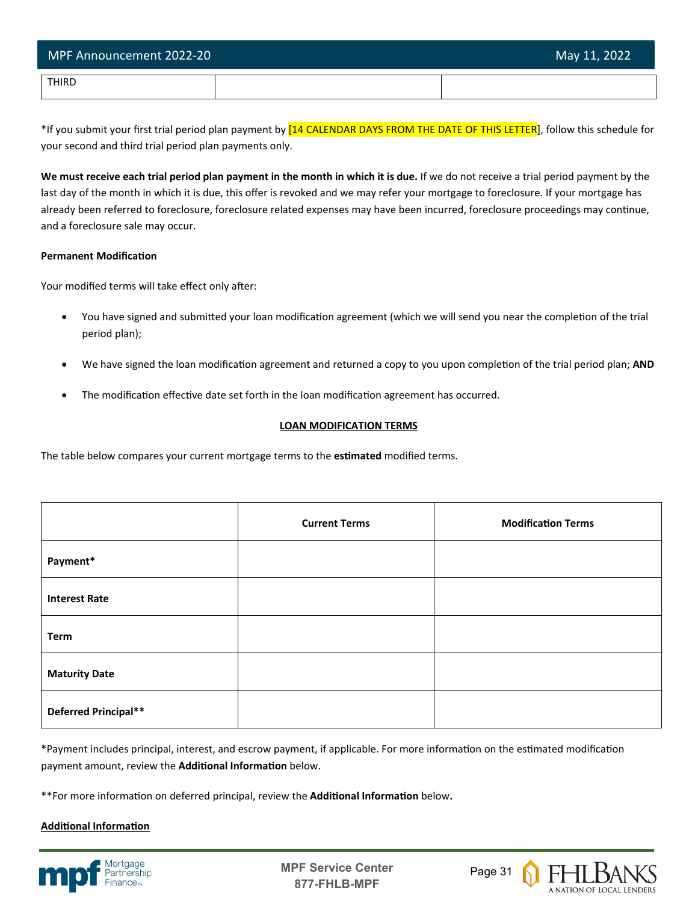| THIRD | | |
|---|---|---|

*If you submit your first trial period plan payment by [14 CALENDAR DAYS FROM THE DATE OF THIS LETTER], follow this schedule for your second and third trial period plan payments only.

**We must receive each trial period plan payment in the month in which it is due.** If we do not receive a trial period payment by the last day of the month in which it is due, this offer is revoked and we may refer your mortgage to foreclosure. If your mortgage has already been referred to foreclosure, foreclosure related expenses may have been incurred, foreclosure proceedings may continue, and a foreclosure sale may occur.

**Permanent Modification**

Your modified terms will take effect only after:

- You have signed and submitted your loan modification agreement (which we will send you near the completion of the trial period plan);
- We have signed the loan modification agreement and returned a copy to you upon completion of the trial period plan; **AND**
- The modification effective date set forth in the loan modification agreement has occurred.

**LOAN MODIFICATION TERMS**

The table below compares your current mortgage terms to the **estimated** modified terms.

| | Current Terms | Modification Terms |
|---|---|---|
| **Payment*** | | |
| **Interest Rate** | | |
| **Term** | | |
| **Maturity Date** | | |
| **Deferred Principal**** | | |

*Payment includes principal, interest, and escrow payment, if applicable. For more information on the estimated modification payment amount, review the **Additional Information** below.

**For more information on deferred principal, review the **Additional Information** below.

**Additional Information**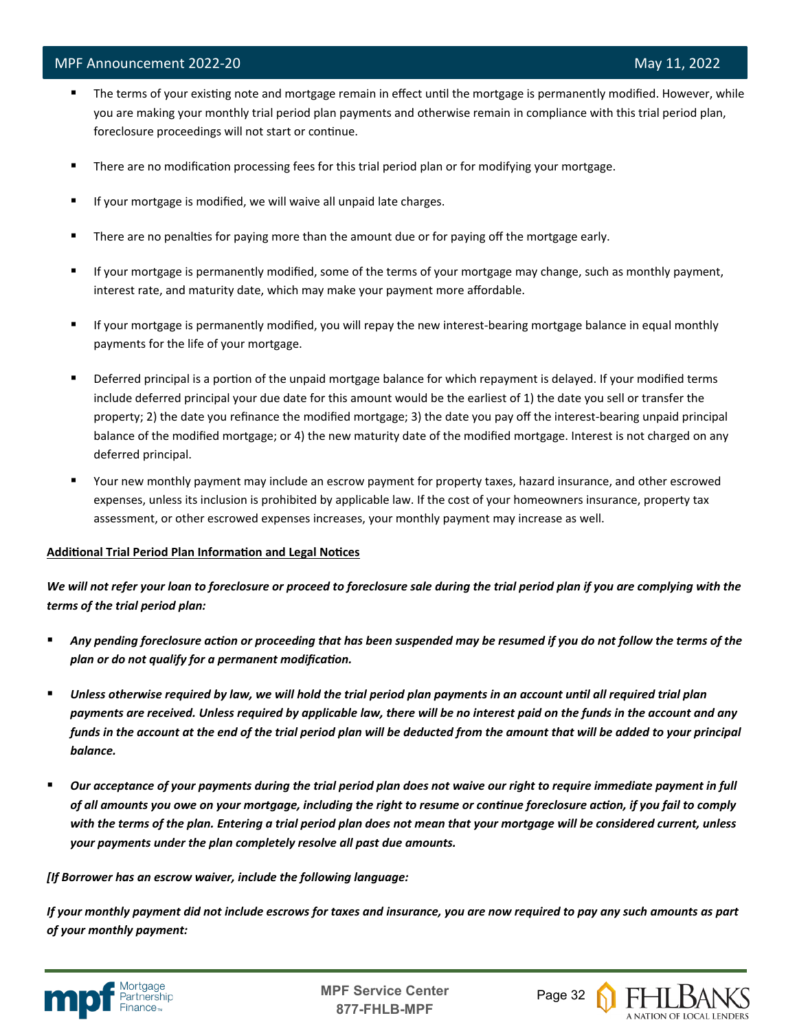- The terms of your existing note and mortgage remain in effect until the mortgage is permanently modified. However, while you are making your monthly trial period plan payments and otherwise remain in compliance with this trial period plan, foreclosure proceedings will not start or continue.

- There are no modification processing fees for this trial period plan or for modifying your mortgage.

- If your mortgage is modified, we will waive all unpaid late charges.

- There are no penalties for paying more than the amount due or for paying off the mortgage early.

- If your mortgage is permanently modified, some of the terms of your mortgage may change, such as monthly payment, interest rate, and maturity date, which may make your payment more affordable.

- If your mortgage is permanently modified, you will repay the new interest-bearing mortgage balance in equal monthly payments for the life of your mortgage.

- Deferred principal is a portion of the unpaid mortgage balance for which repayment is delayed. If your modified terms include deferred principal your due date for this amount would be the earliest of 1) the date you sell or transfer the property; 2) the date you refinance the modified mortgage; 3) the date you pay off the interest-bearing unpaid principal balance of the modified mortgage; or 4) the new maturity date of the modified mortgage. Interest is not charged on any deferred principal.

- Your new monthly payment may include an escrow payment for property taxes, hazard insurance, and other escrowed expenses, unless its inclusion is prohibited by applicable law. If the cost of your homeowners insurance, property tax assessment, or other escrowed expenses increases, your monthly payment may increase as well.

**<u>Additional Trial Period Plan Information and Legal Notices</u>**

***We will not refer your loan to foreclosure or proceed to foreclosure sale during the trial period plan if you are complying with the terms of the trial period plan:***

- ***Any pending foreclosure action or proceeding that has been suspended may be resumed if you do not follow the terms of the plan or do not qualify for a permanent modification.***

- ***Unless otherwise required by law, we will hold the trial period plan payments in an account until all required trial plan payments are received. Unless required by applicable law, there will be no interest paid on the funds in the account and any funds in the account at the end of the trial period plan will be deducted from the amount that will be added to your principal balance.***

- ***Our acceptance of your payments during the trial period plan does not waive our right to require immediate payment in full of all amounts you owe on your mortgage, including the right to resume or continue foreclosure action, if you fail to comply with the terms of the plan. Entering a trial period plan does not mean that your mortgage will be considered current, unless your payments under the plan completely resolve all past due amounts.***

***[If Borrower has an escrow waiver, include the following language:***

***If your monthly payment did not include escrows for taxes and insurance, you are now required to pay any such amounts as part of your monthly payment:***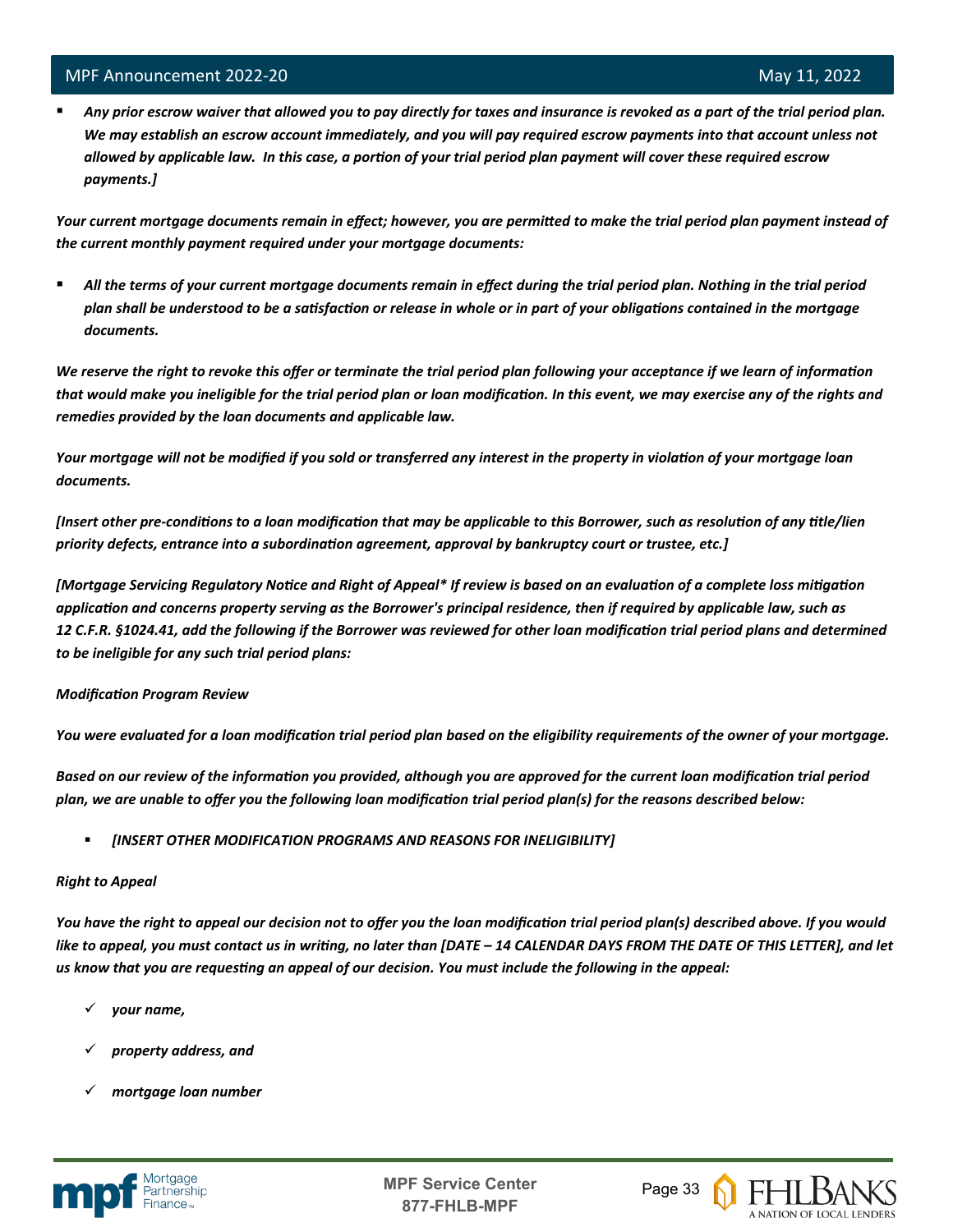- ***Any prior escrow waiver that allowed you to pay directly for taxes and insurance is revoked as a part of the trial period plan. We may establish an escrow account immediately, and you will pay required escrow payments into that account unless not allowed by applicable law. In this case, a portion of your trial period plan payment will cover these required escrow payments.]***

***Your current mortgage documents remain in effect; however, you are permitted to make the trial period plan payment instead of the current monthly payment required under your mortgage documents:***

- ***All the terms of your current mortgage documents remain in effect during the trial period plan. Nothing in the trial period plan shall be understood to be a satisfaction or release in whole or in part of your obligations contained in the mortgage documents.***

***We reserve the right to revoke this offer or terminate the trial period plan following your acceptance if we learn of information that would make you ineligible for the trial period plan or loan modification. In this event, we may exercise any of the rights and remedies provided by the loan documents and applicable law.***

***Your mortgage will not be modified if you sold or transferred any interest in the property in violation of your mortgage loan documents.***

***[Insert other pre-conditions to a loan modification that may be applicable to this Borrower, such as resolution of any title/lien priority defects, entrance into a subordination agreement, approval by bankruptcy court or trustee, etc.]***

***[Mortgage Servicing Regulatory Notice and Right of Appeal\* If review is based on an evaluation of a complete loss mitigation application and concerns property serving as the Borrower's principal residence, then if required by applicable law, such as 12 C.F.R. §1024.41, add the following if the Borrower was reviewed for other loan modification trial period plans and determined to be ineligible for any such trial period plans:***

***Modification Program Review***

***You were evaluated for a loan modification trial period plan based on the eligibility requirements of the owner of your mortgage.***

***Based on our review of the information you provided, although you are approved for the current loan modification trial period plan, we are unable to offer you the following loan modification trial period plan(s) for the reasons described below:***

- ***[INSERT OTHER MODIFICATION PROGRAMS AND REASONS FOR INELIGIBILITY]***

***Right to Appeal***

***You have the right to appeal our decision not to offer you the loan modification trial period plan(s) described above. If you would like to appeal, you must contact us in writing, no later than [DATE – 14 CALENDAR DAYS FROM THE DATE OF THIS LETTER], and let us know that you are requesting an appeal of our decision. You must include the following in the appeal:***

- ✓ ***your name,***
- ✓ ***property address, and***
- ✓ ***mortgage loan number***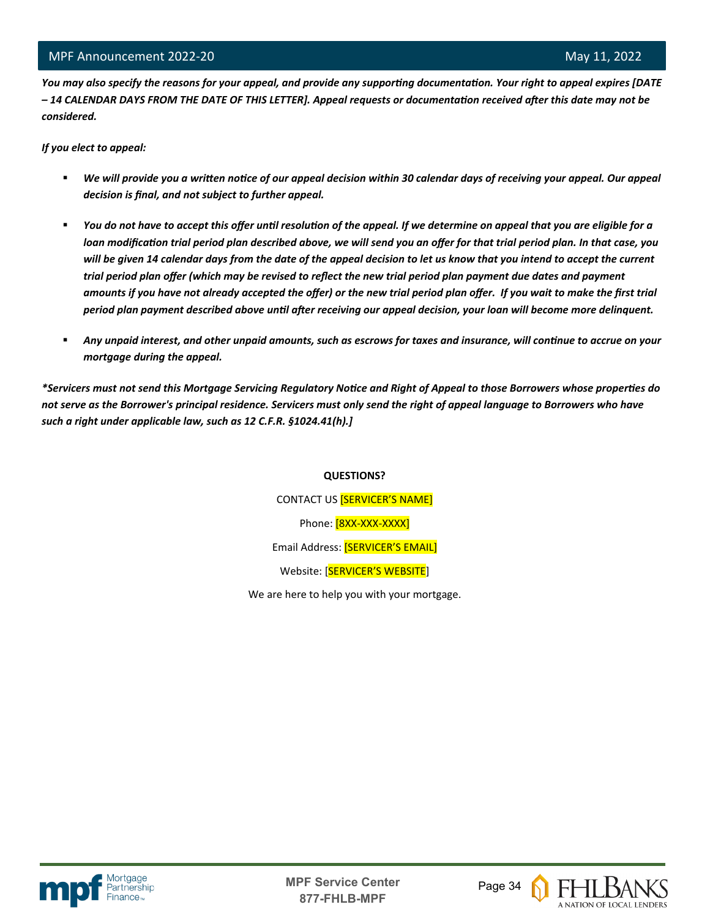*You may also specify the reasons for your appeal, and provide any supporting documentation. Your right to appeal expires [DATE – 14 CALENDAR DAYS FROM THE DATE OF THIS LETTER]. Appeal requests or documentation received after this date may not be considered.*

*If you elect to appeal:*

- *We will provide you a written notice of our appeal decision within 30 calendar days of receiving your appeal. Our appeal decision is final, and not subject to further appeal.*

- *You do not have to accept this offer until resolution of the appeal. If we determine on appeal that you are eligible for a loan modification trial period plan described above, we will send you an offer for that trial period plan. In that case, you will be given 14 calendar days from the date of the appeal decision to let us know that you intend to accept the current trial period plan offer (which may be revised to reflect the new trial period plan payment due dates and payment amounts if you have not already accepted the offer) or the new trial period plan offer. If you wait to make the first trial period plan payment described above until after receiving our appeal decision, your loan will become more delinquent.*

- *Any unpaid interest, and other unpaid amounts, such as escrows for taxes and insurance, will continue to accrue on your mortgage during the appeal.*

*\*Servicers must not send this Mortgage Servicing Regulatory Notice and Right of Appeal to those Borrowers whose properties do not serve as the Borrower's principal residence. Servicers must only send the right of appeal language to Borrowers who have such a right under applicable law, such as 12 C.F.R. §1024.41(h).]*

**QUESTIONS?**

CONTACT US [SERVICER'S NAME]

Phone: [8XX-XXX-XXXX]

Email Address: [SERVICER'S EMAIL]

Website: [SERVICER'S WEBSITE]

We are here to help you with your mortgage.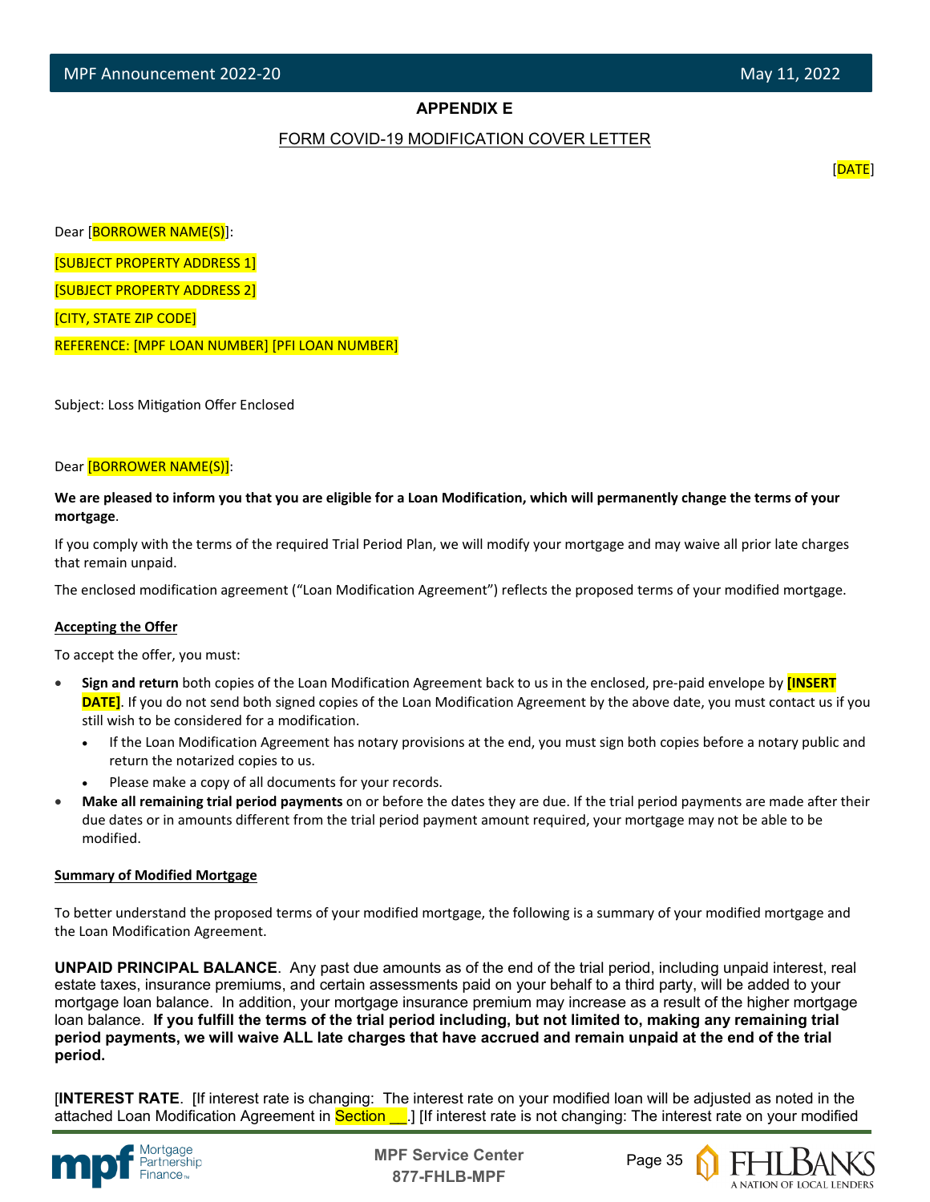**APPENDIX E**

FORM COVID-19 MODIFICATION COVER LETTER

[DATE]

Dear [BORROWER NAME(S)]:

[SUBJECT PROPERTY ADDRESS 1]

[SUBJECT PROPERTY ADDRESS 2]

[CITY, STATE ZIP CODE]

REFERENCE: [MPF LOAN NUMBER] [PFI LOAN NUMBER]

Subject: Loss Mitigation Offer Enclosed

Dear [BORROWER NAME(S)]:

**We are pleased to inform you that you are eligible for a Loan Modification, which will permanently change the terms of your mortgage**.

If you comply with the terms of the required Trial Period Plan, we will modify your mortgage and may waive all prior late charges that remain unpaid.

The enclosed modification agreement ("Loan Modification Agreement") reflects the proposed terms of your modified mortgage.

**Accepting the Offer**

To accept the offer, you must:

- **Sign and return** both copies of the Loan Modification Agreement back to us in the enclosed, pre-paid envelope by **[INSERT DATE]**. If you do not send both signed copies of the Loan Modification Agreement by the above date, you must contact us if you still wish to be considered for a modification.
  - If the Loan Modification Agreement has notary provisions at the end, you must sign both copies before a notary public and return the notarized copies to us.
  - Please make a copy of all documents for your records.
- **Make all remaining trial period payments** on or before the dates they are due. If the trial period payments are made after their due dates or in amounts different from the trial period payment amount required, your mortgage may not be able to be modified.

**Summary of Modified Mortgage**

To better understand the proposed terms of your modified mortgage, the following is a summary of your modified mortgage and the Loan Modification Agreement.

**UNPAID PRINCIPAL BALANCE**. Any past due amounts as of the end of the trial period, including unpaid interest, real estate taxes, insurance premiums, and certain assessments paid on your behalf to a third party, will be added to your mortgage loan balance. In addition, your mortgage insurance premium may increase as a result of the higher mortgage loan balance. **If you fulfill the terms of the trial period including, but not limited to, making any remaining trial period payments, we will waive ALL late charges that have accrued and remain unpaid at the end of the trial period.**

[**INTEREST RATE**. [If interest rate is changing: The interest rate on your modified loan will be adjusted as noted in the attached Loan Modification Agreement in Section __.] [If interest rate is not changing: The interest rate on your modified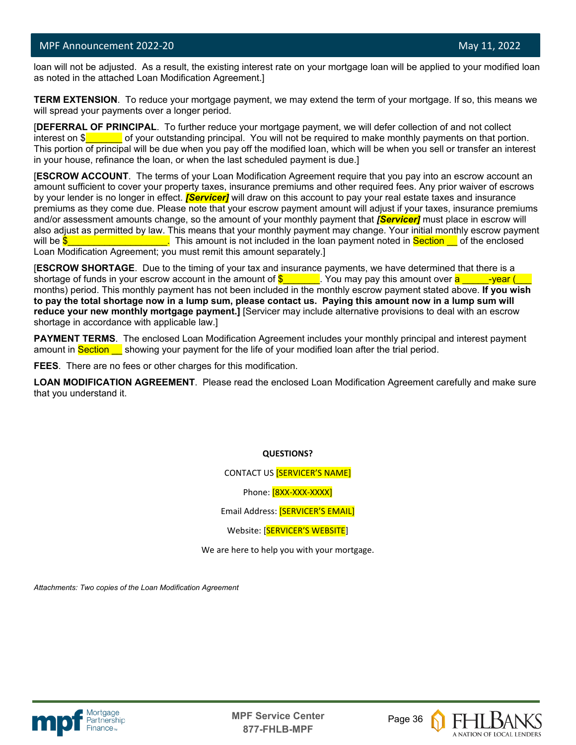loan will not be adjusted. As a result, the existing interest rate on your mortgage loan will be applied to your modified loan as noted in the attached Loan Modification Agreement.]

**TERM EXTENSION**. To reduce your mortgage payment, we may extend the term of your mortgage. If so, this means we will spread your payments over a longer period.

[**DEFERRAL OF PRINCIPAL**. To further reduce your mortgage payment, we will defer collection of and not collect interest on $_______ of your outstanding principal. You will not be required to make monthly payments on that portion. This portion of principal will be due when you pay off the modified loan, which will be when you sell or transfer an interest in your house, refinance the loan, or when the last scheduled payment is due.]

[**ESCROW ACCOUNT**. The terms of your Loan Modification Agreement require that you pay into an escrow account an amount sufficient to cover your property taxes, insurance premiums and other required fees. Any prior waiver of escrows by your lender is no longer in effect. ***[Servicer]*** will draw on this account to pay your real estate taxes and insurance premiums as they come due. Please note that your escrow payment amount will adjust if your taxes, insurance premiums and/or assessment amounts change, so the amount of your monthly payment that ***[Servicer]*** must place in escrow will also adjust as permitted by law. This means that your monthly payment may change. Your initial monthly escrow payment will be $___________________. This amount is not included in the loan payment noted in Section __ of the enclosed Loan Modification Agreement; you must remit this amount separately.]

[**ESCROW SHORTAGE**. Due to the timing of your tax and insurance payments, we have determined that there is a shortage of funds in your escrow account in the amount of $_______. You may pay this amount over a _____-year (___ months) period. This monthly payment has not been included in the monthly escrow payment stated above. **If you wish to pay the total shortage now in a lump sum, please contact us. Paying this amount now in a lump sum will reduce your new monthly mortgage payment.]** [Servicer may include alternative provisions to deal with an escrow shortage in accordance with applicable law.]

**PAYMENT TERMS**. The enclosed Loan Modification Agreement includes your monthly principal and interest payment amount in Section __ showing your payment for the life of your modified loan after the trial period.

**FEES**. There are no fees or other charges for this modification.

**LOAN MODIFICATION AGREEMENT**. Please read the enclosed Loan Modification Agreement carefully and make sure that you understand it.

**QUESTIONS?**

CONTACT US [SERVICER'S NAME]

Phone: [8XX-XXX-XXXX]

Email Address: [SERVICER'S EMAIL]

Website: [SERVICER'S WEBSITE]

We are here to help you with your mortgage.

*Attachments: Two copies of the Loan Modification Agreement*